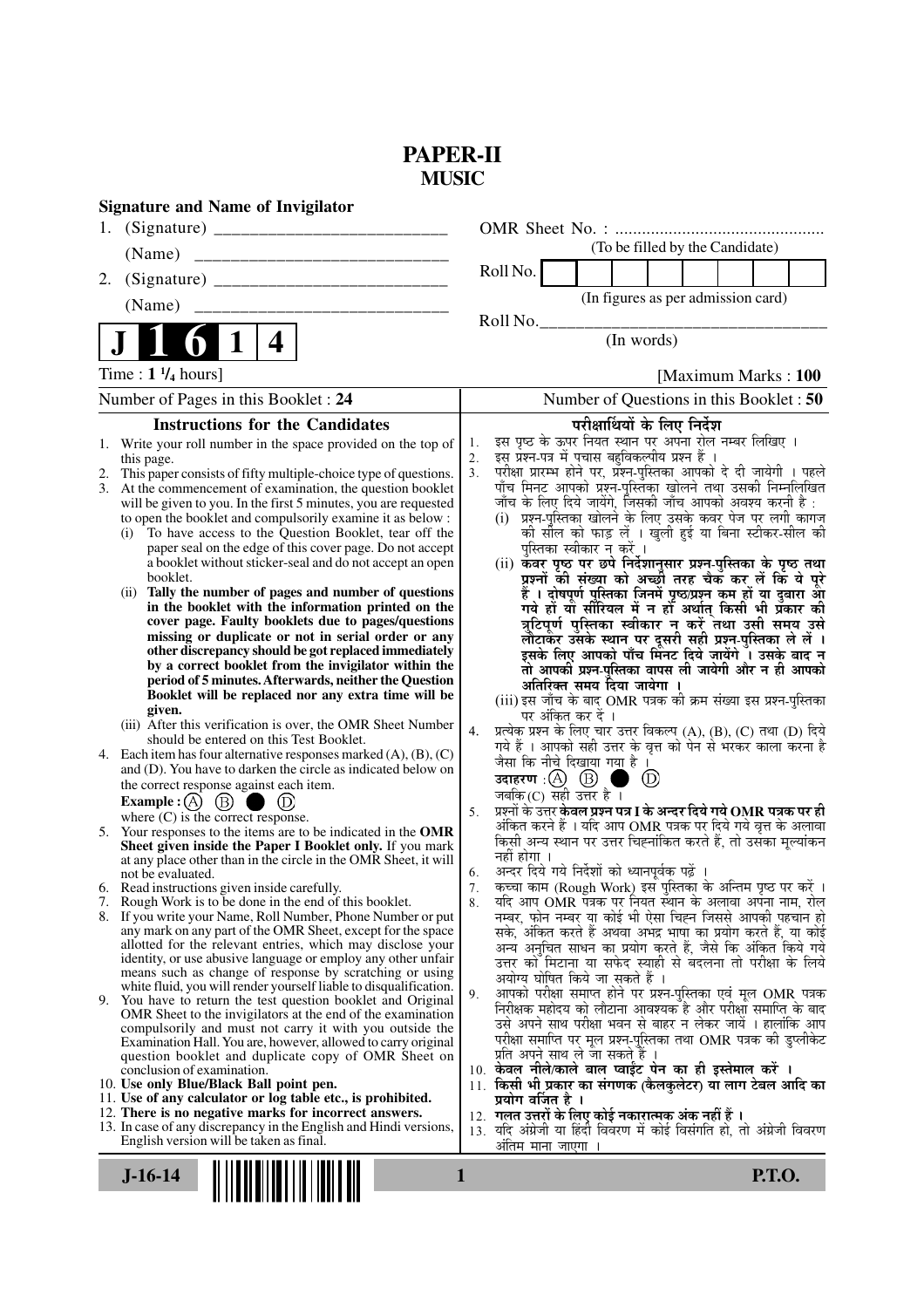# PAPER-II
## MUSIC

**Signature and Name of Invigilator**

1. (Signature) __________________________

   (Name) __________________________

2. (Signature) __________________________

   (Name) __________________________

OMR Sheet No. : ...............................................

(To be filled by the Candidate)

Roll No. | | | | | | | | |

(In figures as per admission card)

Roll No.________________________________

(In words)

**J 1 6 1 4**

Time : **1 ¼ hours**] [Maximum Marks : **100**

Number of Pages in this Booklet : 24 | Number of Questions in this Booklet : 50

### Instructions for the Candidates

1. Write your roll number in the space provided on the top of this page.
2. This paper consists of fifty multiple-choice type of questions.
3. At the commencement of examination, the question booklet will be given to you. In the first 5 minutes, you are requested to open the booklet and compulsorily examine it as below :
   (i) To have access to the Question Booklet, tear off the paper seal on the edge of this cover page. Do not accept a booklet without sticker-seal and do not accept an open booklet.
   (ii) **Tally the number of pages and number of questions in the booklet with the information printed on the cover page. Faulty booklets due to pages/questions missing or duplicate or not in serial order or any other discrepancy should be got replaced immediately by a correct booklet from the invigilator within the period of 5 minutes. Afterwards, neither the Question Booklet will be replaced nor any extra time will be given.**
   (iii) After this verification is over, the OMR Sheet Number should be entered on this Test Booklet.
4. Each item has four alternative responses marked (A), (B), (C) and (D). You have to darken the circle as indicated below on the correct response against each item.
   **Example :** (A) (B) ● (D)
   where (C) is the correct response.
5. Your responses to the items are to be indicated in the **OMR Sheet given inside the Paper I Booklet only.** If you mark at any place other than in the circle in the OMR Sheet, it will not be evaluated.
6. Read instructions given inside carefully.
7. Rough Work is to be done in the end of this booklet.
8. If you write your Name, Roll Number, Phone Number or put any mark on any part of the OMR Sheet, except for the space allotted for the relevant entries, which may disclose your identity, or use abusive language or employ any other unfair means such as change of response by scratching or using white fluid, you will render yourself liable to disqualification.
9. You have to return the test question booklet and Original OMR Sheet to the invigilators at the end of the examination compulsorily and must not carry it with you outside the Examination Hall. You are, however, allowed to carry original question booklet and duplicate copy of OMR Sheet on conclusion of examination.
10. **Use only Blue/Black Ball point pen.**
11. **Use of any calculator or log table etc., is prohibited.**
12. **There is no negative marks for incorrect answers.**
13. In case of any discrepancy in the English and Hindi versions, English version will be taken as final.

### परीक्षार्थियों के लिए निर्देश

1. इस पृष्ठ के ऊपर नियत स्थान पर अपना रोल नम्बर लिखिए ।
2. इस प्रश्न-पत्र में पचास बहुविकल्पीय प्रश्न हैं ।
3. परीक्षा प्रारम्भ होने पर, प्रश्न-पुस्तिका आपको दे दी जायेगी । पहले पाँच मिनट आपको प्रश्न-पुस्तिका खोलने तथा उसकी निम्नलिखित जाँच के लिए दिये जायेंगे, जिसकी जाँच आपको अवश्य करनी है :
   (i) प्रश्न-पुस्तिका खोलने के लिए उसके कवर पेज पर लगी कागज की सील को फाड़ लें । खुली हुई या बिना स्टीकर-सील की पुस्तिका स्वीकार न करें ।
   (ii) **कवर पृष्ठ पर छपे निर्देशानुसार प्रश्न-पुस्तिका के पृष्ठ तथा प्रश्नों की संख्या को अच्छी तरह चैक कर लें कि ये पूरे हैं । दोषपूर्ण पुस्तिका जिनमें पृष्ठ/प्रश्न कम हों या दुबारा आ गये हों या सीरियल में न हों अर्थात् किसी भी प्रकार की त्रुटिपूर्ण पुस्तिका स्वीकार न करें तथा उसी समय उसे लौटाकर उसके स्थान पर दूसरी सही प्रश्न-पुस्तिका ले लें । इसके लिए आपको पाँच मिनट दिये जायेंगे । उसके बाद न तो आपकी प्रश्न-पुस्तिका वापस ली जायेगी और न ही आपको अतिरिक्त समय दिया जायेगा ।**
   (iii) इस जाँच के बाद OMR पत्रक की क्रम संख्या इस प्रश्न-पुस्तिका पर अंकित कर दें ।
4. प्रत्येक प्रश्न के लिए चार उत्तर विकल्प (A), (B), (C) तथा (D) दिये गये हैं । आपको सही उत्तर के वृत्त को पेन से भरकर काला करना है जैसा कि नीचे दिखाया गया है ।
   **उदाहरण :** (A) (B) ● (D)
   जबकि (C) सही उत्तर है ।
5. प्रश्नों के उत्तर **केवल प्रश्न पत्र I के अन्दर दिये गये OMR पत्रक पर ही** अंकित करने हैं । यदि आप OMR पत्रक पर दिये गये वृत्त के अलावा किसी अन्य स्थान पर उत्तर चिह्नांकित करते हैं, तो उसका मूल्यांकन नहीं होगा ।
6. अन्दर दिये गये निर्देशों को ध्यानपूर्वक पढ़ें ।
7. कच्चा काम (Rough Work) इस पुस्तिका के अन्तिम पृष्ठ पर करें ।
8. यदि आप OMR पत्रक पर नियत स्थान के अलावा अपना नाम, रोल नम्बर, फोन नम्बर या कोई भी ऐसा चिह्न जिससे आपकी पहचान हो सके, अंकित करते हैं अथवा अभद्र भाषा का प्रयोग करते हैं, या कोई अन्य अनुचित साधन का प्रयोग करते हैं, जैसे कि अंकित किये गये उत्तर को मिटाना या सफेद स्याही से बदलना तो परीक्षा के लिये अयोग्य घोषित किये जा सकते हैं ।
9. आपको परीक्षा समाप्त होने पर प्रश्न-पुस्तिका एवं मूल OMR पत्रक निरीक्षक महोदय को लौटाना आवश्यक है और परीक्षा समाप्ति के बाद उसे अपने साथ परीक्षा भवन से बाहर न लेकर जायें । हालांकि आप परीक्षा समाप्ति पर मूल प्रश्न-पुस्तिका तथा OMR पत्रक की डुप्लीकेट प्रति अपने साथ ले जा सकते हैं ।
10. **केवल नीले/काले बाल प्वाईंट पेन का ही इस्तेमाल करें ।**
11. **किसी भी प्रकार का संगणक (कैलकुलेटर) या लाग टेबल आदि का प्रयोग वर्जित है ।**
12. **गलत उत्तरों के लिए कोई नकारात्मक अंक नहीं हैं ।**
13. यदि अंग्रेजी या हिंदी विवरण में कोई विसंगति हो, तो अंग्रेजी विवरण अंतिम माना जाएगा ।

**J-16-14** **P.T.O.**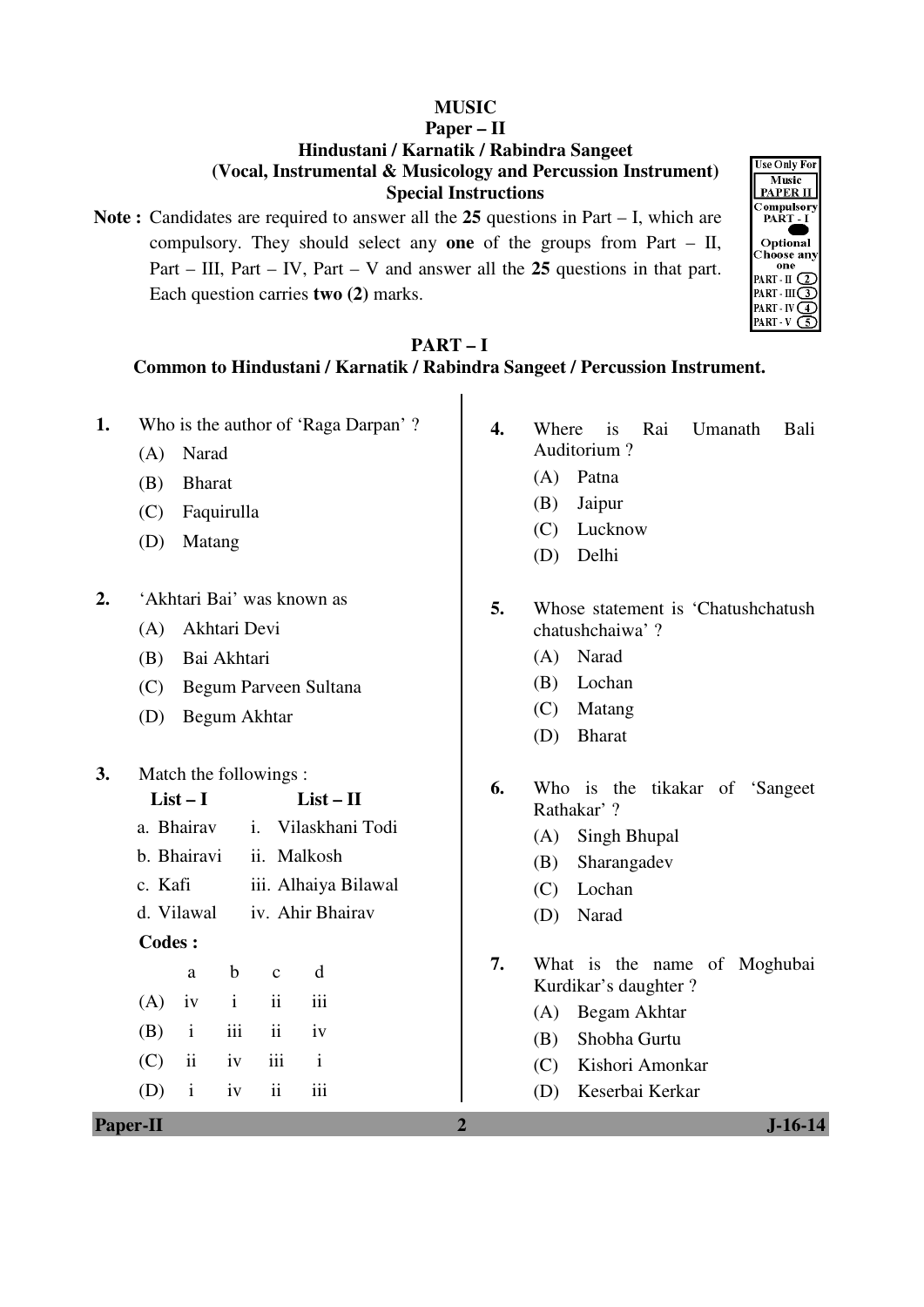# MUSIC

## Paper – II

### Hindustani / Karnatik / Rabindra Sangeet
### (Vocal, Instrumental & Musicology and Percussion Instrument)
### Special Instructions

**Note :** Candidates are required to answer all the **25** questions in Part – I, which are compulsory. They should select any **one** of the groups from Part – II, Part – III, Part – IV, Part – V and answer all the **25** questions in that part. Each question carries **two (2)** marks.

| Use Only For |
|---|
| Music PAPER II |
| Compulsory PART - I |
| Optional Choose any one |
| PART - II (2) |
| PART - III (3) |
| PART - IV (4) |
| PART - V (5) |

## PART – I

**Common to Hindustani / Karnatik / Rabindra Sangeet / Percussion Instrument.**

**1.** Who is the author of 'Raga Darpan' ?

(A) Narad
(B) Bharat
(C) Faquirulla
(D) Matang

**2.** 'Akhtari Bai' was known as

(A) Akhtari Devi
(B) Bai Akhtari
(C) Begum Parveen Sultana
(D) Begum Akhtar

**3.** Match the followings :

| List – I | List – II |
|---|---|
| a. Bhairav | i. Vilaskhani Todi |
| b. Bhairavi | ii. Malkosh |
| c. Kafi | iii. Alhaiya Bilawal |
| d. Vilawal | iv. Ahir Bhairav |

**Codes :**

| | a | b | c | d |
|---|---|---|---|---|
| (A) | iv | i | ii | iii |
| (B) | i | iii | ii | iv |
| (C) | ii | iv | iii | i |
| (D) | i | iv | ii | iii |

**4.** Where is Rai Umanath Bali Auditorium ?

(A) Patna
(B) Jaipur
(C) Lucknow
(D) Delhi

**5.** Whose statement is 'Chatushchatush chatushchaiwa' ?

(A) Narad
(B) Lochan
(C) Matang
(D) Bharat

**6.** Who is the tikakar of 'Sangeet Rathakar' ?

(A) Singh Bhupal
(B) Sharangadev
(C) Lochan
(D) Narad

**7.** What is the name of Moghubai Kurdikar's daughter ?

(A) Begam Akhtar
(B) Shobha Gurtu
(C) Kishori Amonkar
(D) Keserbai Kerkar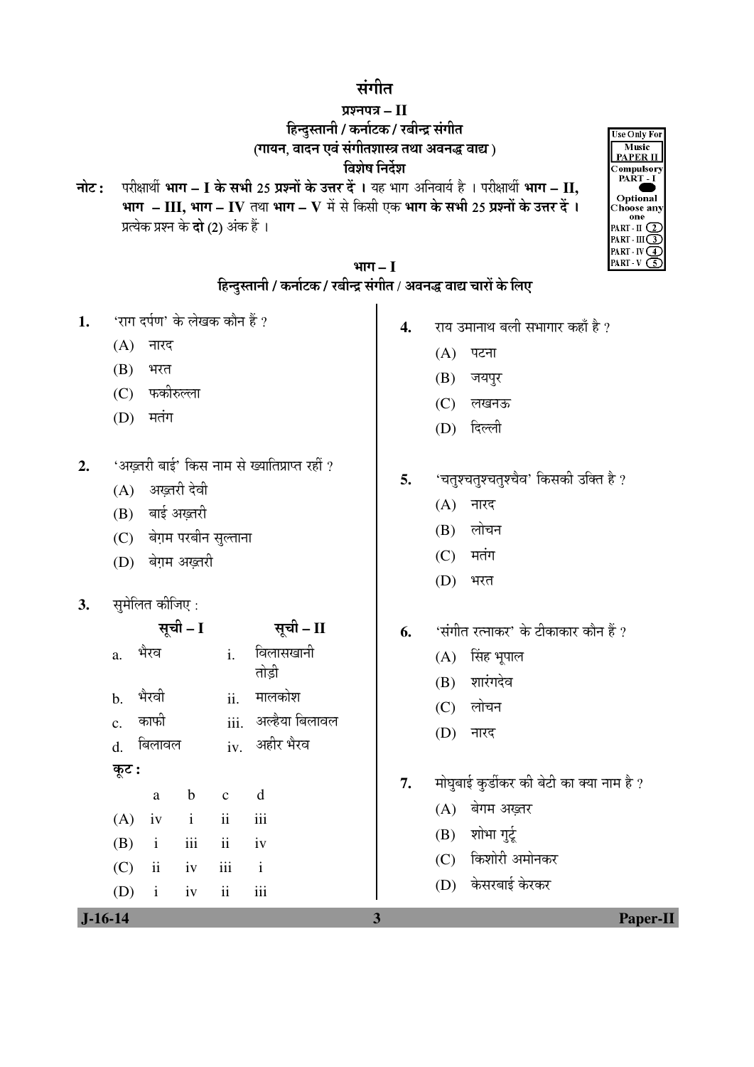# संगीत

## प्रश्नपत्र – II

### हिन्दुस्तानी / कर्नाटक / रबीन्द्र संगीत
### (गायन, वादन एवं संगीतशास्त्र तथा अवनद्ध वाद्य)
### विशेष निर्देश

**नोट :** परीक्षार्थी **भाग – I के सभी 25 प्रश्नों के उत्तर दें ।** यह भाग अनिवार्य है । परीक्षार्थी **भाग – II, भाग – III, भाग – IV** तथा **भाग – V** में से किसी एक **भाग के सभी 25 प्रश्नों के उत्तर दें ।** प्रत्येक प्रश्न के **दो (2)** अंक हैं ।

Use Only For Music PAPER II
Compulsory PART - I
Optional Choose any one
PART - II (2)
PART - III (3)
PART - IV (4)
PART - V (5)

## भाग – I
### हिन्दुस्तानी / कर्नाटक / रबीन्द्र संगीत / अवनद्ध वाद्य चारों के लिए

**1.** 'राग दर्पण' के लेखक कौन हैं ?
- (A) नारद
- (B) भरत
- (C) फकीरुल्ला
- (D) मतंग

**2.** 'अख़्तरी बाई' किस नाम से ख्यातिप्राप्त रहीं ?
- (A) अख़्तरी देवी
- (B) बाई अख़्तरी
- (C) बेग़म परबीन सुल्ताना
- (D) बेग़म अख़्तरी

**3.** सुमेलित कीजिए :

| | सूची – I | | सूची – II |
|---|---|---|---|
| a. | भैरव | i. | विलासखानी तोड़ी |
| b. | भैरवी | ii. | मालकोश |
| c. | काफी | iii. | अल्हैया बिलावल |
| d. | बिलावल | iv. | अहीर भैरव |

**कूट :**

| | a | b | c | d |
|---|---|---|---|---|
| (A) | iv | i | ii | iii |
| (B) | i | iii | ii | iv |
| (C) | ii | iv | iii | i |
| (D) | i | iv | ii | iii |

**4.** राय उमानाथ बली सभागार कहाँ है ?
- (A) पटना
- (B) जयपुर
- (C) लखनऊ
- (D) दिल्ली

**5.** 'चतुश्चतुश्चतुश्चैव' किसकी उक्ति है ?
- (A) नारद
- (B) लोचन
- (C) मतंग
- (D) भरत

**6.** 'संगीत रत्नाकर' के टीकाकार कौन हैं ?
- (A) सिंह भूपाल
- (B) शारंगदेव
- (C) लोचन
- (D) नारद

**7.** मोघुबाई कुर्डीकर की बेटी का क्या नाम है ?
- (A) बेगम अख़्तर
- (B) शोभा गुर्टू
- (C) किशोरी अमोनकर
- (D) केसरबाई केरकर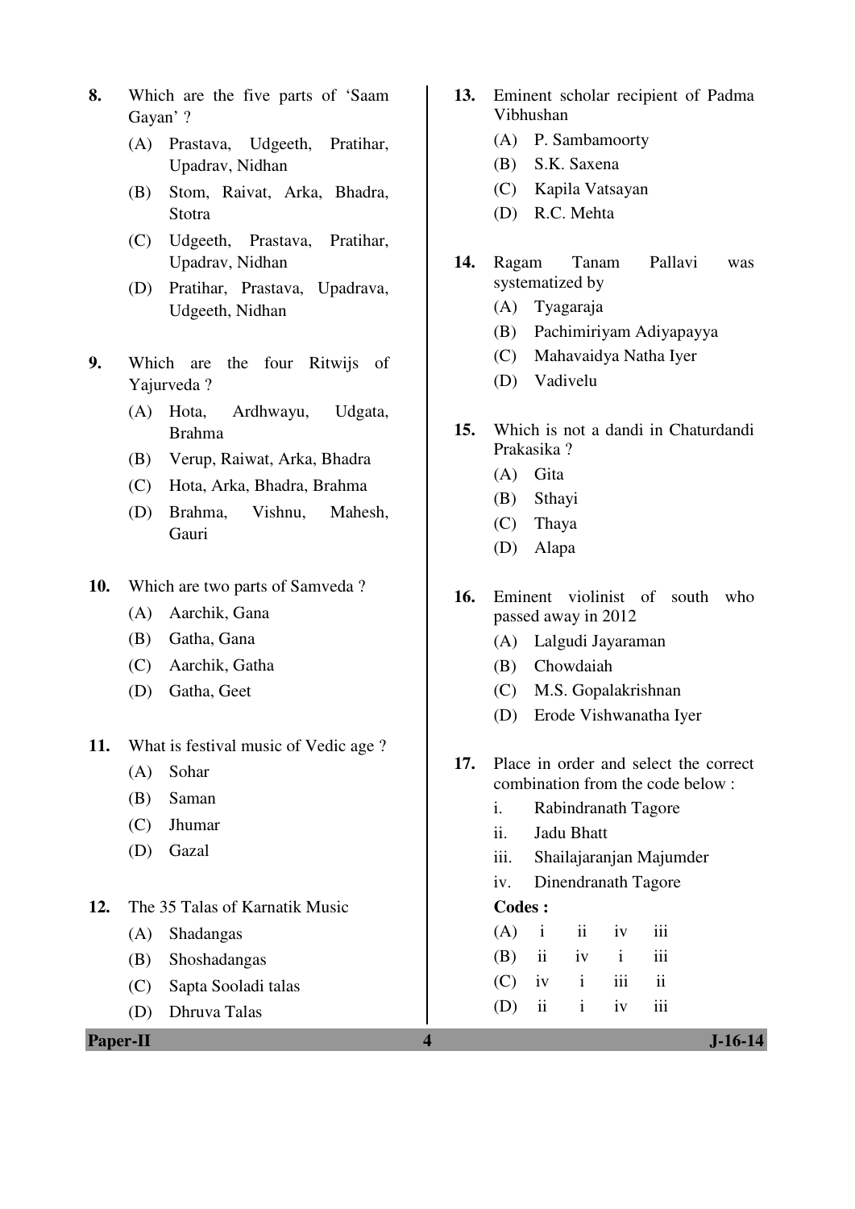8. Which are the five parts of 'Saam Gayan' ?
   (A) Prastava, Udgeeth, Pratihar, Upadrav, Nidhan
   (B) Stom, Raivat, Arka, Bhadra, Stotra
   (C) Udgeeth, Prastava, Pratihar, Upadrav, Nidhan
   (D) Pratihar, Prastava, Upadrava, Udgeeth, Nidhan

9. Which are the four Ritwijs of Yajurveda ?
   (A) Hota, Ardhwayu, Udgata, Brahma
   (B) Verup, Raiwat, Arka, Bhadra
   (C) Hota, Arka, Bhadra, Brahma
   (D) Brahma, Vishnu, Mahesh, Gauri

10. Which are two parts of Samveda ?
   (A) Aarchik, Gana
   (B) Gatha, Gana
   (C) Aarchik, Gatha
   (D) Gatha, Geet

11. What is festival music of Vedic age ?
   (A) Sohar
   (B) Saman
   (C) Jhumar
   (D) Gazal

12. The 35 Talas of Karnatik Music
   (A) Shadangas
   (B) Shoshadangas
   (C) Sapta Sooladi talas
   (D) Dhruva Talas

13. Eminent scholar recipient of Padma Vibhushan
   (A) P. Sambamoorty
   (B) S.K. Saxena
   (C) Kapila Vatsayan
   (D) R.C. Mehta

14. Ragam Tanam Pallavi was systematized by
   (A) Tyagaraja
   (B) Pachimiriyam Adiyapayya
   (C) Mahavaidya Natha Iyer
   (D) Vadivelu

15. Which is not a dandi in Chaturdandi Prakasika ?
   (A) Gita
   (B) Sthayi
   (C) Thaya
   (D) Alapa

16. Eminent violinist of south who passed away in 2012
   (A) Lalgudi Jayaraman
   (B) Chowdaiah
   (C) M.S. Gopalakrishnan
   (D) Erode Vishwanatha Iyer

17. Place in order and select the correct combination from the code below :
   i. Rabindranath Tagore
   ii. Jadu Bhatt
   iii. Shailajaranjan Majumder
   iv. Dinendranath Tagore

   **Codes :**

   | | | | | |
   |---|---|---|---|---|
   | (A) | i | ii | iv | iii |
   | (B) | ii | iv | i | iii |
   | (C) | iv | i | iii | ii |
   | (D) | ii | i | iv | iii |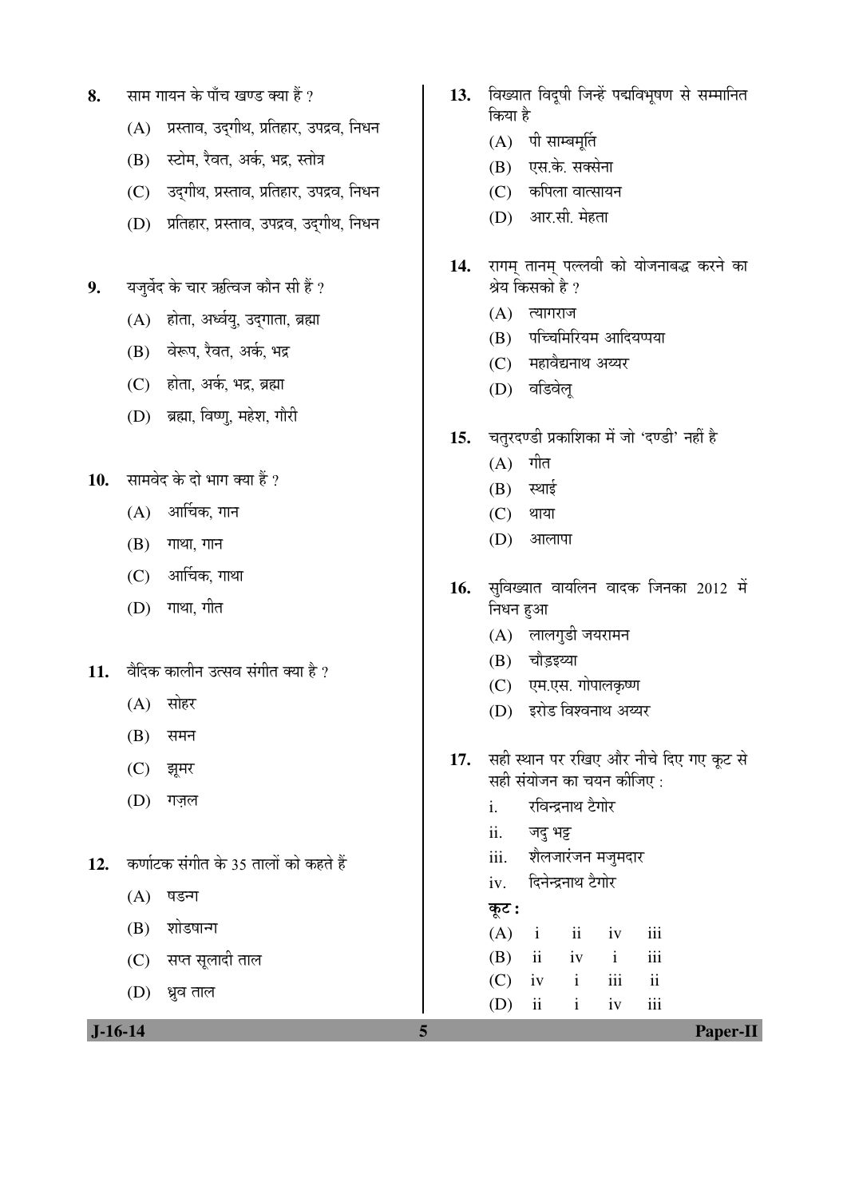8. साम गायन के पाँच खण्ड क्या हैं ?

   (A) प्रस्ताव, उद्‌गीथ, प्रतिहार, उपद्रव, निधन

   (B) स्टोम, रैवत, अर्क, भद्र, स्तोत्र

   (C) उद्‌गीथ, प्रस्ताव, प्रतिहार, उपद्रव, निधन

   (D) प्रतिहार, प्रस्ताव, उपद्रव, उद्‌गीथ, निधन

9. यजुर्वेद के चार ऋत्विज कौन सी हैं ?

   (A) होता, अर्ध्वयु, उद्‌गाता, ब्रह्मा

   (B) वेरूप, रैवत, अर्क, भद्र

   (C) होता, अर्क, भद्र, ब्रह्मा

   (D) ब्रह्मा, विष्णु, महेश, गौरी

10. सामवेद के दो भाग क्या हैं ?

    (A) आर्चिक, गान

    (B) गाथा, गान

    (C) आर्चिक, गाथा

    (D) गाथा, गीत

11. वैदिक कालीन उत्सव संगीत क्या है ?

    (A) सोहर

    (B) समन

    (C) झूमर

    (D) ग़ज़ल

12. कर्णाटक संगीत के 35 तालों को कहते हैं

    (A) षडन्ग

    (B) शोडषान्ग

    (C) सप्त सूलादी ताल

    (D) ध्रुव ताल

13. विख्यात विदूषी जिन्हें पद्मविभूषण से सम्मानित किया है

    (A) पी साम्बमूर्ति

    (B) एस.के. सक्सेना

    (C) कपिला वात्सायन

    (D) आर.सी. मेहता

14. रागम् तानम् पल्लवी को योजनाबद्ध करने का श्रेय किसको है ?

    (A) त्यागराज

    (B) पच्चिमिरियम आदियप्पया

    (C) महावैद्यनाथ अय्यर

    (D) वडिवेलू

15. चतुरदण्डी प्रकाशिका में जो 'दण्डी' नहीं है

    (A) गीत

    (B) स्थाई

    (C) थाया

    (D) आलापा

16. सुविख्यात वायलिन वादक जिनका 2012 में निधन हुआ

    (A) लालगुडी जयरामन

    (B) चौड़इय्या

    (C) एम.एस. गोपालकृष्ण

    (D) इरोड विश्वनाथ अय्यर

17. सही स्थान पर रखिए और नीचे दिए गए कूट से सही संयोजन का चयन कीजिए :

    i. रविन्द्रनाथ टैगोर

    ii. जदु भट्ट

    iii. शैलजारंजन मजुमदार

    iv. दिनेन्द्रनाथ टैगोर

    **कूट :**

    | | | | | |
    |---|---|---|---|---|
    | (A) | i | ii | iv | iii |
    | (B) | ii | iv | i | iii |
    | (C) | iv | i | iii | ii |
    | (D) | ii | i | iv | iii |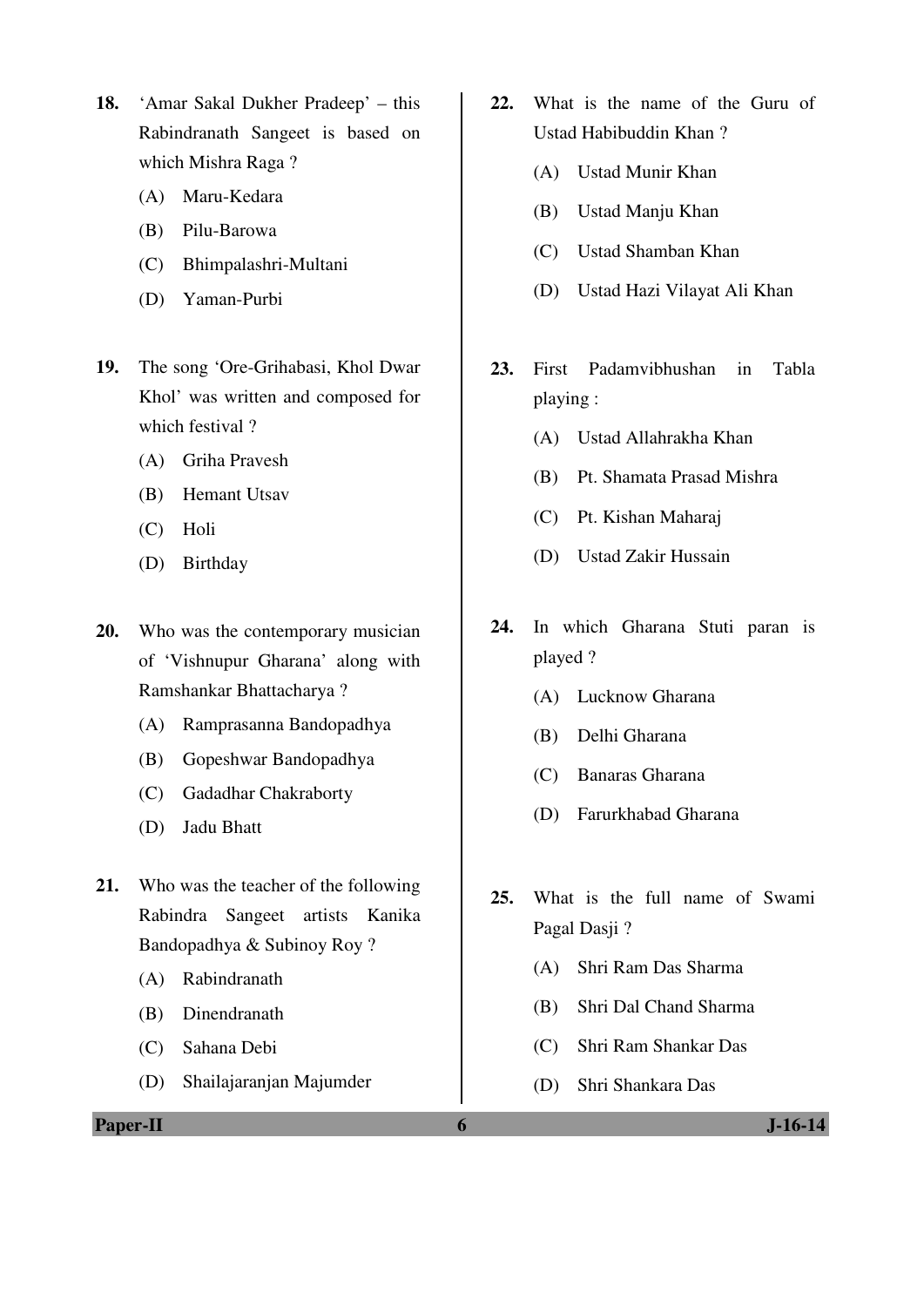18. 'Amar Sakal Dukher Pradeep' – this Rabindranath Sangeet is based on which Mishra Raga ?
    (A) Maru-Kedara
    (B) Pilu-Barowa
    (C) Bhimpalashri-Multani
    (D) Yaman-Purbi

19. The song 'Ore-Grihabasi, Khol Dwar Khol' was written and composed for which festival ?
    (A) Griha Pravesh
    (B) Hemant Utsav
    (C) Holi
    (D) Birthday

20. Who was the contemporary musician of 'Vishnupur Gharana' along with Ramshankar Bhattacharya ?
    (A) Ramprasanna Bandopadhya
    (B) Gopeshwar Bandopadhya
    (C) Gadadhar Chakraborty
    (D) Jadu Bhatt

21. Who was the teacher of the following Rabindra Sangeet artists Kanika Bandopadhya & Subinoy Roy ?
    (A) Rabindranath
    (B) Dinendranath
    (C) Sahana Debi
    (D) Shailajaranjan Majumder

22. What is the name of the Guru of Ustad Habibuddin Khan ?
    (A) Ustad Munir Khan
    (B) Ustad Manju Khan
    (C) Ustad Shamban Khan
    (D) Ustad Hazi Vilayat Ali Khan

23. First Padamvibhushan in Tabla playing :
    (A) Ustad Allahrakha Khan
    (B) Pt. Shamata Prasad Mishra
    (C) Pt. Kishan Maharaj
    (D) Ustad Zakir Hussain

24. In which Gharana Stuti paran is played ?
    (A) Lucknow Gharana
    (B) Delhi Gharana
    (C) Banaras Gharana
    (D) Farurkhabad Gharana

25. What is the full name of Swami Pagal Dasji ?
    (A) Shri Ram Das Sharma
    (B) Shri Dal Chand Sharma
    (C) Shri Ram Shankar Das
    (D) Shri Shankara Das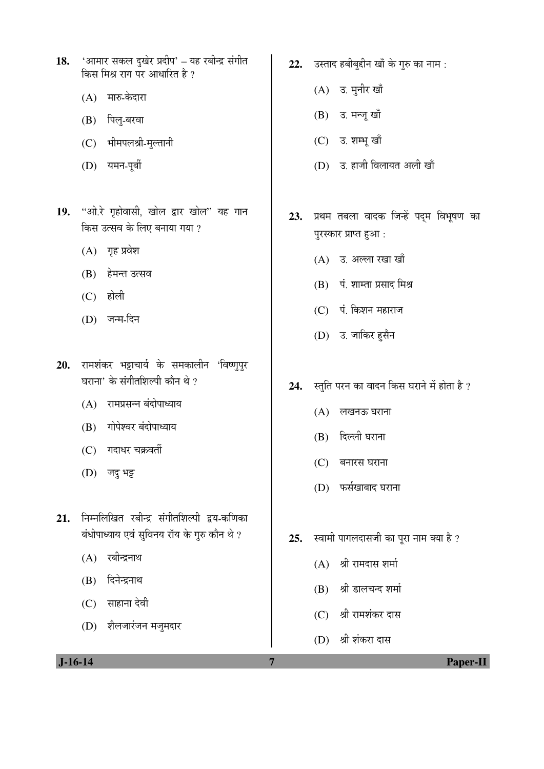18. 'आमार सकल दुखेर प्रदीप' – यह रबीन्द्र संगीत किस मिश्र राग पर आधारित है ?

    (A) मारु-केदारा

    (B) पिलु-बरवा

    (C) भीमपलश्री-मुल्तानी

    (D) यमन-पूर्वी

19. "ओ.रे गृहोवासी, खोल द्वार खोल" यह गान किस उत्सव के लिए बनाया गया ?

    (A) गृह प्रवेश

    (B) हेमन्त उत्सव

    (C) होली

    (D) जन्म-दिन

20. रामशंकर भट्टाचार्य के समकालीन 'विष्णुपुर घराना' के संगीतशिल्पी कौन थे ?

    (A) रामप्रसन्न बंदोपाध्याय

    (B) गोपेश्वर बंदोपाध्याय

    (C) गदाधर चक्रवर्ती

    (D) जदु भट्ट

21. निम्नलिखित रबीन्द्र संगीतशिल्पी द्वय-कणिका बंधोपाध्याय एवं सुविनय रॉय के गुरु कौन थे ?

    (A) रबीन्द्रनाथ

    (B) दिनेन्द्रनाथ

    (C) साहाना देवी

    (D) शैलजारंजन मजुमदार

22. उस्ताद हबीबुद्दीन खाँ के गुरु का नाम :

    (A) उ. मुनीर खाँ

    (B) उ. मन्जू खाँ

    (C) उ. शम्भू खाँ

    (D) उ. हाजी विलायत अली खाँ

23. प्रथम तबला वादक जिन्हें पद्म विभूषण का पुरस्कार प्राप्त हुआ :

    (A) उ. अल्ला रखा खाँ

    (B) पं. शाम्ता प्रसाद मिश्र

    (C) पं. किशन महाराज

    (D) उ. जाकिर हुसैन

24. स्तुति परन का वादन किस घराने में होता है ?

    (A) लखनऊ घराना

    (B) दिल्ली घराना

    (C) बनारस घराना

    (D) फर्रुखाबाद घराना

25. स्वामी पागलदासजी का पूरा नाम क्या है ?

    (A) श्री रामदास शर्मा

    (B) श्री डालचन्द शर्मा

    (C) श्री रामशंकर दास

    (D) श्री शंकरा दास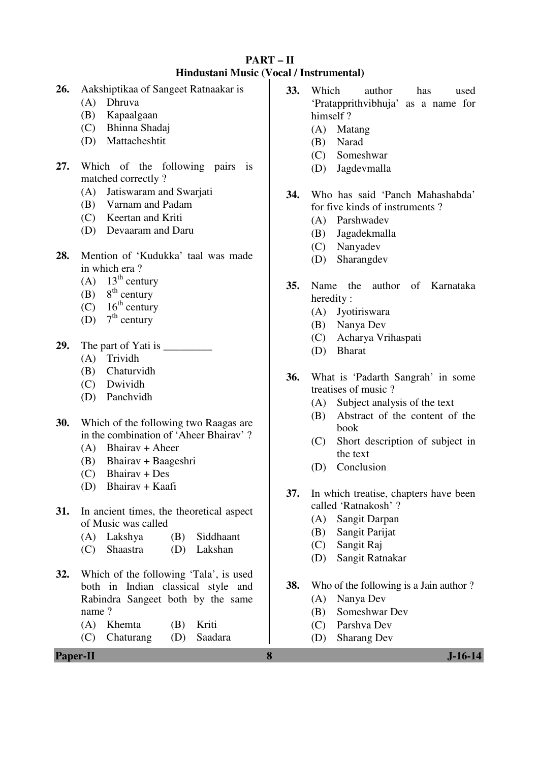## PART – II

### Hindustani Music (Vocal / Instrumental)

**26.** Aakshiptikaa of Sangeet Ratnaakar is

(A) Dhruva

(B) Kapaalgaan

(C) Bhinna Shadaj

(D) Mattacheshtit

**27.** Which of the following pairs is matched correctly ?

(A) Jatiswaram and Swarjati

(B) Varnam and Padam

(C) Keertan and Kriti

(D) Devaaram and Daru

**28.** Mention of 'Kudukka' taal was made in which era ?

(A) 13th century

(B) 8th century

(C) 16th century

(D) 7th century

**29.** The part of Yati is _________

(A) Trividh

(B) Chaturvidh

(C) Dwividh

(D) Panchvidh

**30.** Which of the following two Raagas are in the combination of 'Aheer Bhairav' ?

(A) Bhairav + Aheer

(B) Bhairav + Baageshri

(C) Bhairav + Des

(D) Bhairav + Kaafi

**31.** In ancient times, the theoretical aspect of Music was called

(A) Lakshya

(B) Siddhaant

(C) Shaastra

(D) Lakshan

**32.** Which of the following 'Tala', is used both in Indian classical style and Rabindra Sangeet both by the same name ?

(A) Khemta

(B) Kriti

(C) Chaturang

(D) Saadara

**33.** Which author has used 'Pratapprithvibhuja' as a name for himself ?

(A) Matang

(B) Narad

(C) Someshwar

(D) Jagdevmalla

**34.** Who has said 'Panch Mahashabda' for five kinds of instruments ?

(A) Parshwadev

(B) Jagadekmalla

(C) Nanyadev

(D) Sharangdev

**35.** Name the author of Karnataka heredity :

(A) Jyotiriswara

(B) Nanya Dev

(C) Acharya Vrihaspati

(D) Bharat

**36.** What is 'Padarth Sangrah' in some treatises of music ?

(A) Subject analysis of the text

(B) Abstract of the content of the book

(C) Short description of subject in the text

(D) Conclusion

**37.** In which treatise, chapters have been called 'Ratnakosh' ?

(A) Sangit Darpan

(B) Sangit Parijat

(C) Sangit Raj

(D) Sangit Ratnakar

**38.** Who of the following is a Jain author ?

(A) Nanya Dev

(B) Someshwar Dev

(C) Parshva Dev

(D) Sharang Dev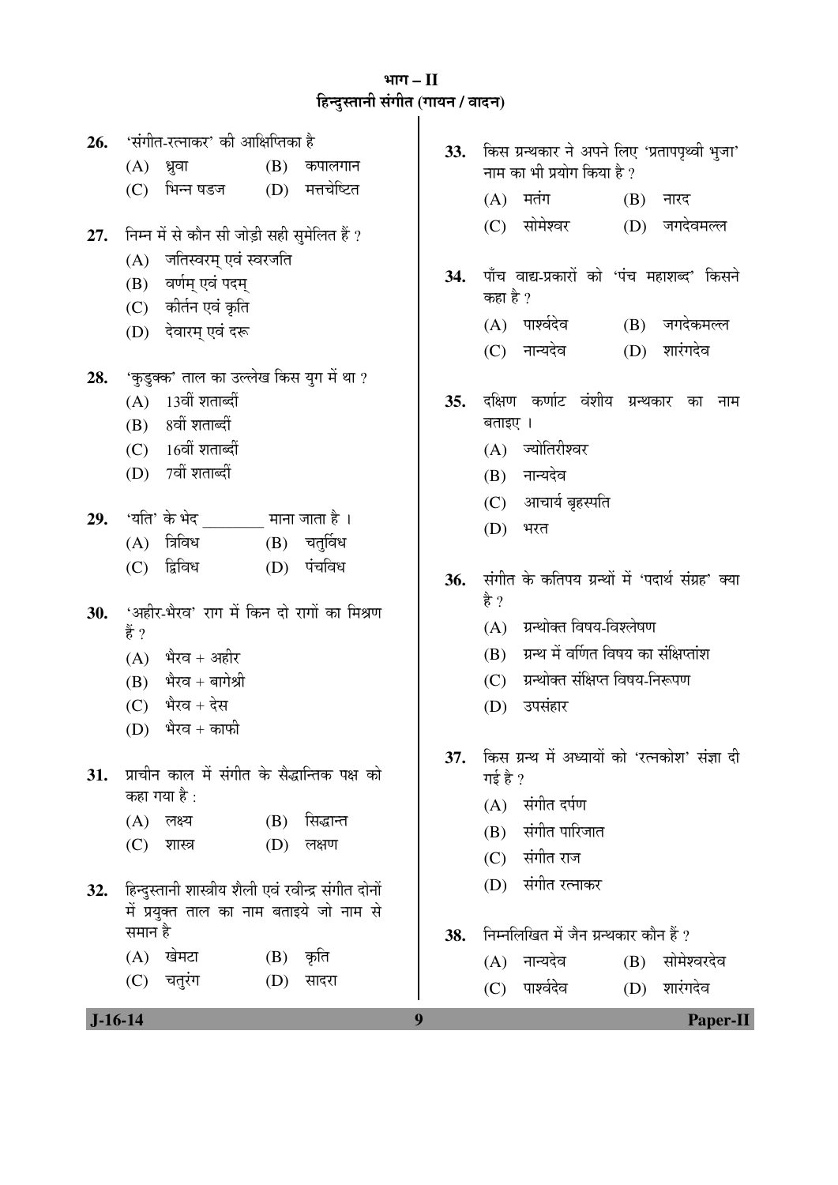## भाग – II
## हिन्दुस्तानी संगीत (गायन / वादन)

26. 'संगीत-रत्नाकर' की आक्षिप्तिका है
    - (A) ध्रुवा
    - (B) कपालगान
    - (C) भिन्न षडज
    - (D) मत्तचेष्टित

27. निम्न में से कौन सी जोड़ी सही सुमेलित हैं ?
    - (A) जतिस्वरम् एवं स्वरजति
    - (B) वर्णम् एवं पदम्
    - (C) कीर्तन एवं कृति
    - (D) देवारम् एवं दरू

28. 'कुडुक्क' ताल का उल्लेख किस युग में था ?
    - (A) 13वीं शताब्दीं
    - (B) 8वीं शताब्दीं
    - (C) 16वीं शताब्दीं
    - (D) 7वीं शताब्दीं

29. 'यति' के भेद ________ माना जाता है ।
    - (A) त्रिविध
    - (B) चतुर्विध
    - (C) द्विविध
    - (D) पंचविध

30. 'अहीर-भैरव' राग में किन दो रागों का मिश्रण हैं ?
    - (A) भैरव + अहीर
    - (B) भैरव + बागेश्री
    - (C) भैरव + देस
    - (D) भैरव + काफी

31. प्राचीन काल में संगीत के सैद्धान्तिक पक्ष को कहा गया है :
    - (A) लक्ष्य
    - (B) सिद्धान्त
    - (C) शास्त्र
    - (D) लक्षण

32. हिन्दुस्तानी शास्त्रीय शैली एवं रवीन्द्र संगीत दोनों में प्रयुक्त ताल का नाम बताइये जो नाम से समान है
    - (A) खेमटा
    - (B) कृति
    - (C) चतुरंग
    - (D) सादरा

33. किस ग्रन्थकार ने अपने लिए 'प्रतापपृथ्वी भुजा' नाम का भी प्रयोग किया है ?
    - (A) मतंग
    - (B) नारद
    - (C) सोमेश्वर
    - (D) जगदेवमल्ल

34. पाँच वाद्य-प्रकारों को 'पंच महाशब्द' किसने कहा है ?
    - (A) पार्श्वदेव
    - (B) जगदेकमल्ल
    - (C) नान्यदेव
    - (D) शारंगदेव

35. दक्षिण कर्णाट वंशीय ग्रन्थकार का नाम बताइए ।
    - (A) ज्योतिरीश्वर
    - (B) नान्यदेव
    - (C) आचार्य बृहस्पति
    - (D) भरत

36. संगीत के कतिपय ग्रन्थों में 'पदार्थ संग्रह' क्या है ?
    - (A) ग्रन्थोक्त विषय-विश्लेषण
    - (B) ग्रन्थ में वर्णित विषय का संक्षिप्तांश
    - (C) ग्रन्थोक्त संक्षिप्त विषय-निरूपण
    - (D) उपसंहार

37. किस ग्रन्थ में अध्यायों को 'रत्नकोश' संज्ञा दी गई है ?
    - (A) संगीत दर्पण
    - (B) संगीत पारिजात
    - (C) संगीत राज
    - (D) संगीत रत्नाकर

38. निम्नलिखित में जैन ग्रन्थकार कौन हैं ?
    - (A) नान्यदेव
    - (B) सोमेश्वरदेव
    - (C) पार्श्वदेव
    - (D) शारंगदेव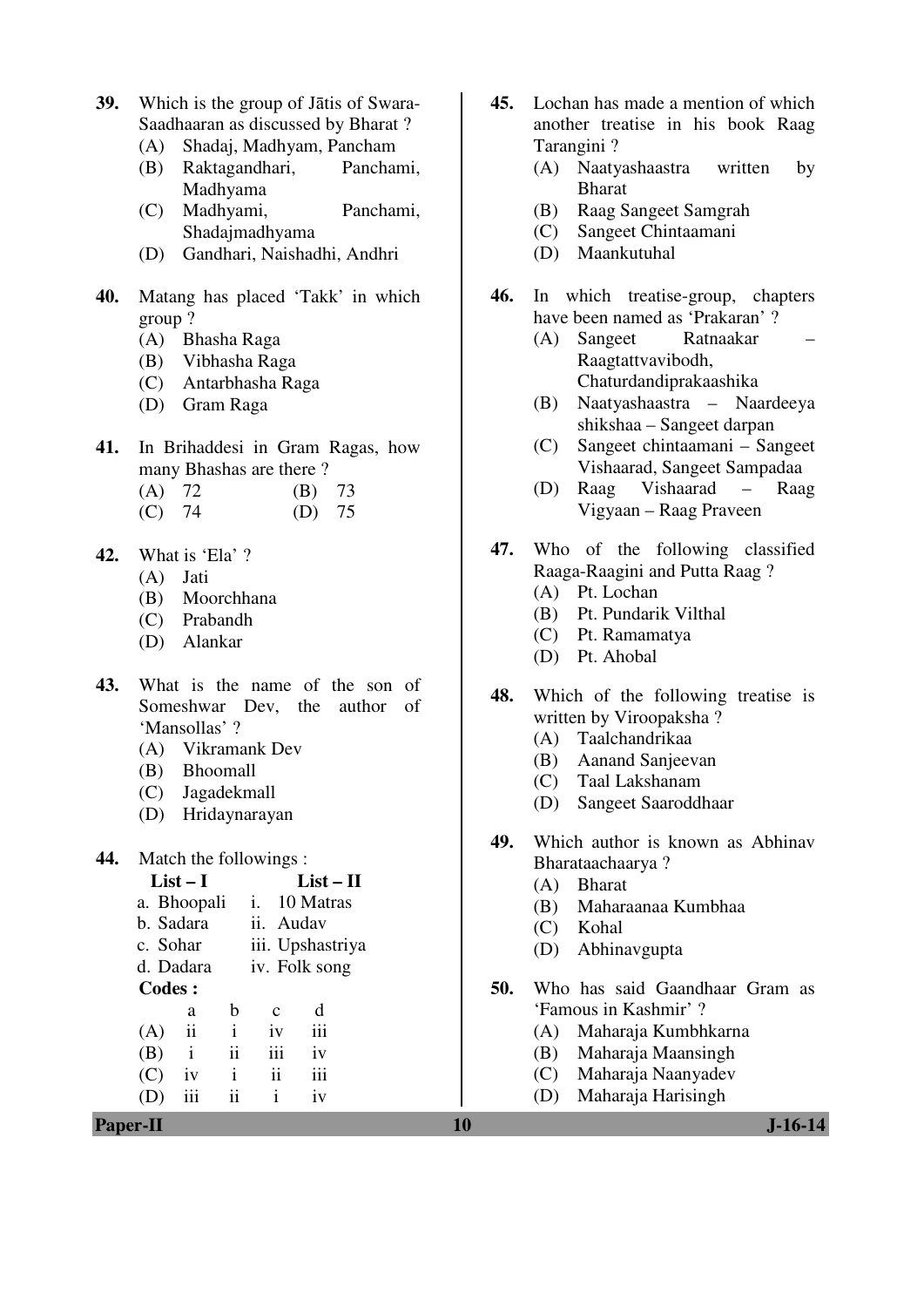39. Which is the group of Jātis of Swara-Saadhaaran as discussed by Bharat ?
 (A) Shadaj, Madhyam, Pancham
 (B) Raktagandhari, Panchami, Madhyama
 (C) Madhyami, Panchami, Shadajmadhyama
 (D) Gandhari, Naishadhi, Andhri

40. Matang has placed 'Takk' in which group ?
 (A) Bhasha Raga
 (B) Vibhasha Raga
 (C) Antarbhasha Raga
 (D) Gram Raga

41. In Brihaddesi in Gram Ragas, how many Bhashas are there ?
 (A) 72 (B) 73
 (C) 74 (D) 75

42. What is 'Ela' ?
 (A) Jati
 (B) Moorchhana
 (C) Prabandh
 (D) Alankar

43. What is the name of the son of Someshwar Dev, the author of 'Mansollas' ?
 (A) Vikramank Dev
 (B) Bhoomall
 (C) Jagadekmall
 (D) Hridaynarayan

44. Match the followings :

| List – I | List – II |
|---|---|
| a. Bhoopali | i. 10 Matras |
| b. Sadara | ii. Audav |
| c. Sohar | iii. Upshastriya |
| d. Dadara | iv. Folk song |

**Codes :**

| | a | b | c | d |
|---|---|---|---|---|
| (A) | ii | i | iv | iii |
| (B) | i | ii | iii | iv |
| (C) | iv | i | ii | iii |
| (D) | iii | ii | i | iv |

45. Lochan has made a mention of which another treatise in his book Raag Tarangini ?
 (A) Naatyashaastra written by Bharat
 (B) Raag Sangeet Samgrah
 (C) Sangeet Chintaamani
 (D) Maankutuhal

46. In which treatise-group, chapters have been named as 'Prakaran' ?
 (A) Sangeet Ratnaakar – Raagtattvavibodh, Chaturdandiprakaashika
 (B) Naatyashaastra – Naardeeya shikshaa – Sangeet darpan
 (C) Sangeet chintaamani – Sangeet Vishaarad, Sangeet Sampadaa
 (D) Raag Vishaarad – Raag Vigyaan – Raag Praveen

47. Who of the following classified Raaga-Raagini and Putta Raag ?
 (A) Pt. Lochan
 (B) Pt. Pundarik Vilthal
 (C) Pt. Ramamatya
 (D) Pt. Ahobal

48. Which of the following treatise is written by Viroopaksha ?
 (A) Taalchandrikaa
 (B) Aanand Sanjeevan
 (C) Taal Lakshanam
 (D) Sangeet Saaroddhaar

49. Which author is known as Abhinav Bharataachaarya ?
 (A) Bharat
 (B) Maharaanaa Kumbhaa
 (C) Kohal
 (D) Abhinavgupta

50. Who has said Gaandhaar Gram as 'Famous in Kashmir' ?
 (A) Maharaja Kumbhkarna
 (B) Maharaja Maansingh
 (C) Maharaja Naanyadev
 (D) Maharaja Harisingh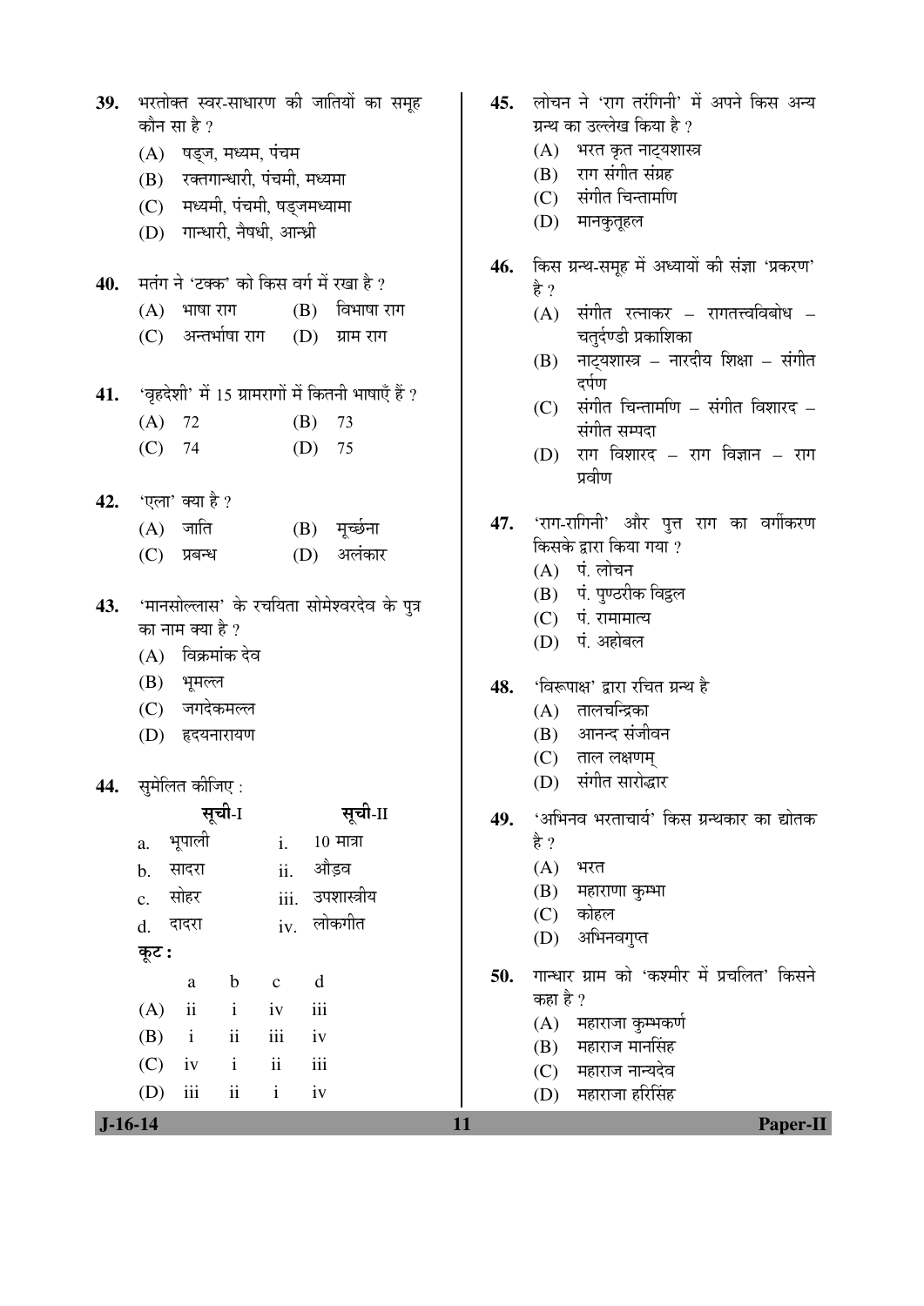39. भरतोक्त स्वर-साधारण की जातियों का समूह कौन सा है ?

(A) षड्ज, मध्यम, पंचम
(B) रक्तगान्धारी, पंचमी, मध्यमा
(C) मध्यमी, पंचमी, षड्जमध्यामा
(D) गान्धारी, नैषधी, आन्ध्री

40. मतंग ने 'टक्क' को किस वर्ग में रखा है ?

(A) भाषा राग
(B) विभाषा राग
(C) अन्तर्भाषा राग
(D) ग्राम राग

41. 'वृहदेशी' में 15 ग्रामरागों में कितनी भाषाएँ हैं ?

(A) 72
(B) 73
(C) 74
(D) 75

42. 'एला' क्या है ?

(A) जाति
(B) मूर्च्छना
(C) प्रबन्ध
(D) अलंकार

43. 'मानसोल्लास' के रचयिता सोमेश्वरदेव के पुत्र का नाम क्या है ?

(A) विक्रमांक देव
(B) भूमल्ल
(C) जगदेकमल्ल
(D) हृदयनारायण

44. सुमेलित कीजिए :

| | सूची-I | | सूची-II |
|---|---|---|---|
| a. | भूपाली | i. | 10 मात्रा |
| b. | सादरा | ii. | औड़व |
| c. | सोहर | iii. | उपशास्त्रीय |
| d. | दादरा | iv. | लोकगीत |

**कूट :**

| | a | b | c | d |
|---|---|---|---|---|
| (A) | ii | i | iv | iii |
| (B) | i | ii | iii | iv |
| (C) | iv | i | ii | iii |
| (D) | iii | ii | i | iv |

45. लोचन ने 'राग तरंगिनी' में अपने किस अन्य ग्रन्थ का उल्लेख किया है ?

(A) भरत कृत नाट्यशास्त्र
(B) राग संगीत संग्रह
(C) संगीत चिन्तामणि
(D) मानकुतूहल

46. किस ग्रन्थ-समूह में अध्यायों की संज्ञा 'प्रकरण' है ?

(A) संगीत रत्नाकर – रागतत्त्वविबोध – चतुर्दण्डी प्रकाशिका
(B) नाट्यशास्त्र – नारदीय शिक्षा – संगीत दर्पण
(C) संगीत चिन्तामणि – संगीत विशारद – संगीत सम्पदा
(D) राग विशारद – राग विज्ञान – राग प्रवीण

47. 'राग-रागिनी' और पुत्त राग का वर्गीकरण किसके द्वारा किया गया ?

(A) पं. लोचन
(B) पं. पुण्ठरीक विट्ठल
(C) पं. रामामात्य
(D) पं. अहोबल

48. 'विरूपाक्ष' द्वारा रचित ग्रन्थ है

(A) तालचन्द्रिका
(B) आनन्द संजीवन
(C) ताल लक्षणम्
(D) संगीत सारोद्धार

49. 'अभिनव भरताचार्य' किस ग्रन्थकार का द्योतक है ?

(A) भरत
(B) महाराणा कुम्भा
(C) कोहल
(D) अभिनवगुप्त

50. गान्धार ग्राम को 'कश्मीर में प्रचलित' किसने कहा है ?

(A) महाराजा कुम्भकर्ण
(B) महाराज मानसिंह
(C) महाराज नान्यदेव
(D) महाराजा हरिसिंह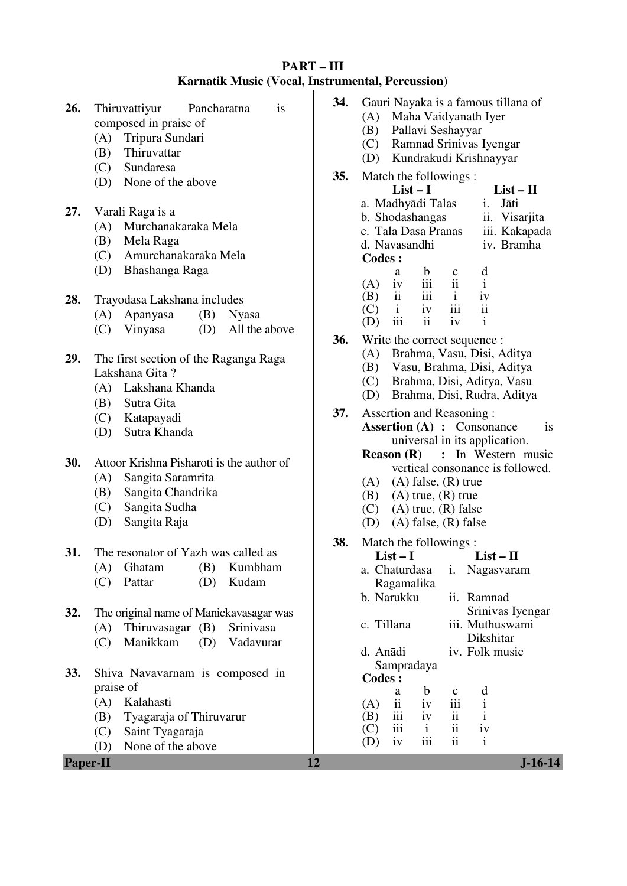## PART – III

### Karnatik Music (Vocal, Instrumental, Percussion)

**26.** Thiruvattiyur Pancharatna is composed in praise of

(A) Tripura Sundari
(B) Thiruvattar
(C) Sundaresa
(D) None of the above

**27.** Varali Raga is a

(A) Murchanakaraka Mela
(B) Mela Raga
(C) Amurchanakaraka Mela
(D) Bhashanga Raga

**28.** Trayodasa Lakshana includes

(A) Apanyasa (B) Nyasa
(C) Vinyasa (D) All the above

**29.** The first section of the Raganga Raga Lakshana Gita ?

(A) Lakshana Khanda
(B) Sutra Gita
(C) Katapayadi
(D) Sutra Khanda

**30.** Attoor Krishna Pisharoti is the author of

(A) Sangita Saramrita
(B) Sangita Chandrika
(C) Sangita Sudha
(D) Sangita Raja

**31.** The resonator of Yazh was called as

(A) Ghatam (B) Kumbham
(C) Pattar (D) Kudam

**32.** The original name of Manickavasagar was

(A) Thiruvasagar (B) Srinivasa
(C) Manikkam (D) Vadavurar

**33.** Shiva Navavarnam is composed in praise of

(A) Kalahasti
(B) Tyagaraja of Thiruvarur
(C) Saint Tyagaraja
(D) None of the above

**34.** Gauri Nayaka is a famous tillana of

(A) Maha Vaidyanath Iyer
(B) Pallavi Seshayyar
(C) Ramnad Srinivas Iyengar
(D) Kundrakudi Krishnayyar

**35.** Match the followings :

| List – I | List – II |
|---|---|
| a. Madhyādi Talas | i. Jāti |
| b. Shodashangas | ii. Visarjita |
| c. Tala Dasa Pranas | iii. Kakapada |
| d. Navasandhi | iv. Bramha |

**Codes :**

| | a | b | c | d |
|---|---|---|---|---|
| (A) | iv | iii | ii | i |
| (B) | ii | iii | i | iv |
| (C) | i | iv | iii | ii |
| (D) | iii | ii | iv | i |

**36.** Write the correct sequence :

(A) Brahma, Vasu, Disi, Aditya
(B) Vasu, Brahma, Disi, Aditya
(C) Brahma, Disi, Aditya, Vasu
(D) Brahma, Disi, Rudra, Aditya

**37.** Assertion and Reasoning :

**Assertion (A) :** Consonance is universal in its application.

**Reason (R) :** In Western music vertical consonance is followed.

(A) (A) false, (R) true
(B) (A) true, (R) true
(C) (A) true, (R) false
(D) (A) false, (R) false

**38.** Match the followings :

| List – I | List – II |
|---|---|
| a. Chaturdasa Ragamalika | i. Nagasvaram |
| b. Narukku | ii. Ramnad Srinivas Iyengar |
| c. Tillana | iii. Muthuswami Dikshitar |
| d. Anādi Sampradaya | iv. Folk music |

**Codes :**

| | a | b | c | d |
|---|---|---|---|---|
| (A) | ii | iv | iii | i |
| (B) | iii | iv | ii | i |
| (C) | iii | i | ii | iv |
| (D) | iv | iii | ii | i |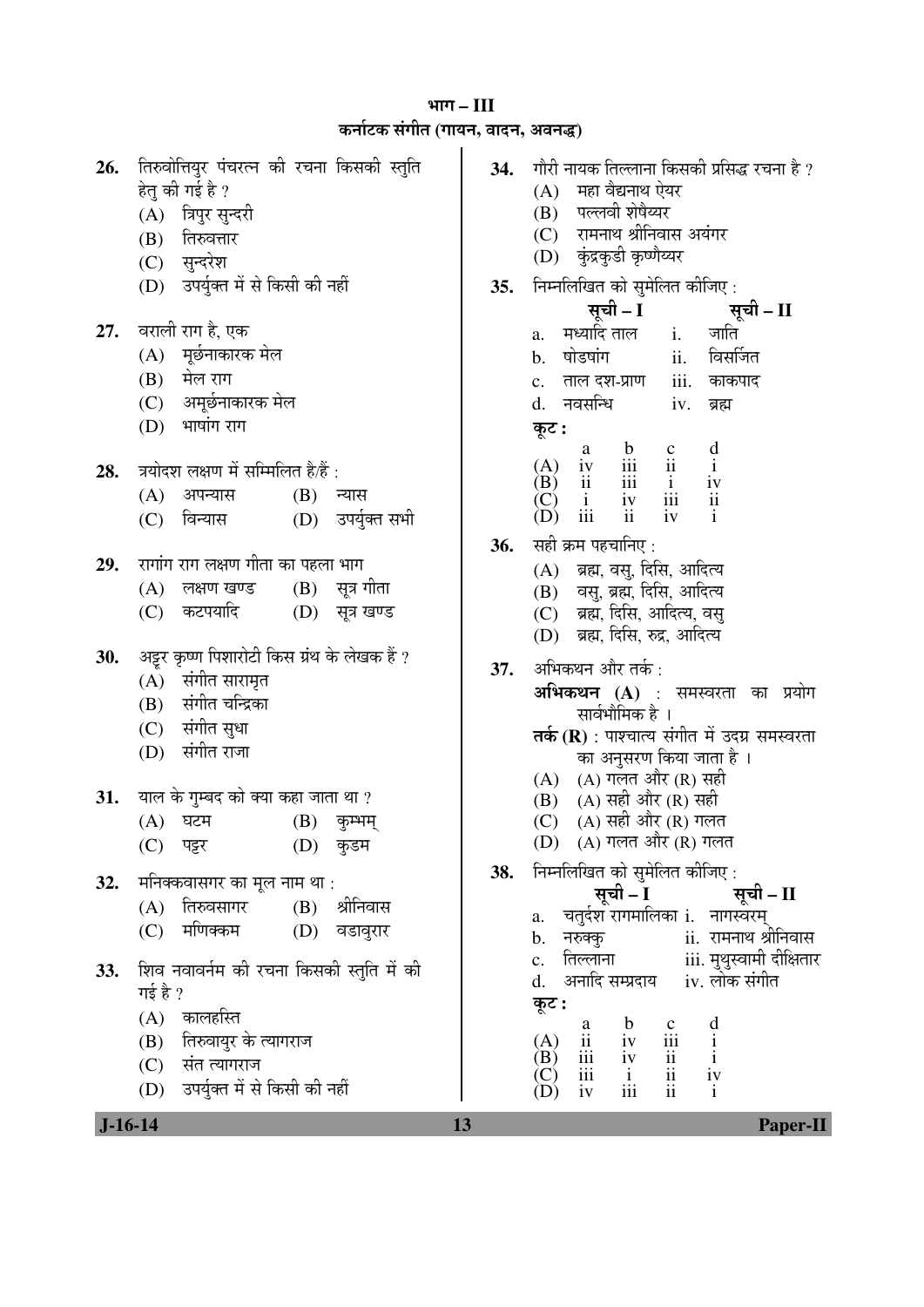# भाग – III
## कर्नाटक संगीत (गायन, वादन, अवनद्ध)

**26.** तिरुवोत्तियुर पंचरत्न की रचना किसकी स्तुति हेतु की गई है ?
(A) त्रिपुर सुन्दरी
(B) तिरुवत्तार
(C) सुन्दरेश
(D) उपर्युक्त में से किसी की नहीं

**27.** वराली राग है, एक
(A) मूर्छनाकारक मेल
(B) मेल राग
(C) अमूर्छनाकारक मेल
(D) भाषांग राग

**28.** त्रयोदश लक्षण में सम्मिलित है/हैं :
(A) अपन्यास (B) न्यास
(C) विन्यास (D) उपर्युक्त सभी

**29.** रागांग राग लक्षण गीता का पहला भाग
(A) लक्षण खण्ड (B) सूत्र गीता
(C) कटपयादि (D) सूत्र खण्ड

**30.** अट्टूर कृष्ण पिशारोटी किस ग्रंथ के लेखक हैं ?
(A) संगीत सारामृत
(B) संगीत चन्द्रिका
(C) संगीत सुधा
(D) संगीत राजा

**31.** याल के गुम्बद को क्या कहा जाता था ?
(A) घटम (B) कुम्भम्
(C) पट्टर (D) कुडम

**32.** मनिक्कवासगर का मूल नाम था :
(A) तिरुवसागर (B) श्रीनिवास
(C) मणिक्कम (D) वडावुरार

**33.** शिव नवावर्नम की रचना किसकी स्तुति में की गई है ?
(A) कालहस्ति
(B) तिरुवायुर के त्यागराज
(C) संत त्यागराज
(D) उपर्युक्त में से किसी की नहीं

**34.** गौरी नायक तिल्लाना किसकी प्रसिद्ध रचना है ?
(A) महा वैद्यनाथ ऐयर
(B) पल्लवी शेषैय्यर
(C) रामनाथ श्रीनिवास अयंगर
(D) कुंद्रकुडी कृष्णैय्यर

**35.** निम्नलिखित को सुमेलित कीजिए :

| सूची – I | सूची – II |
|---|---|
| a. मध्यादि ताल | i. जाति |
| b. षोडषांग | ii. विसर्जित |
| c. ताल दश-प्राण | iii. काकपाद |
| d. नवसन्धि | iv. ब्रह्म |

**कूट :**

| | a | b | c | d |
|---|---|---|---|---|
| (A) | iv | iii | ii | i |
| (B) | ii | iii | i | iv |
| (C) | i | iv | iii | ii |
| (D) | iii | ii | iv | i |

**36.** सही क्रम पहचानिए :
(A) ब्रह्म, वसु, दिसि, आदित्य
(B) वसु, ब्रह्म, दिसि, आदित्य
(C) ब्रह्म, दिसि, आदित्य, वसु
(D) ब्रह्म, दिसि, रुद्र, आदित्य

**37.** अभिकथन और तर्क :
**अभिकथन (A)** : समस्वरता का प्रयोग सार्वभौमिक है ।
**तर्क (R)** : पाश्चात्य संगीत में उदग्र समस्वरता का अनुसरण किया जाता है ।
(A) (A) गलत और (R) सही
(B) (A) सही और (R) सही
(C) (A) सही और (R) गलत
(D) (A) गलत और (R) गलत

**38.** निम्नलिखित को सुमेलित कीजिए :

| सूची – I | सूची – II |
|---|---|
| a. चतुर्दश रागमालिका | i. नागस्वरम् |
| b. नरुक्कु | ii. रामनाथ श्रीनिवास |
| c. तिल्लाना | iii. मुथुस्वामी दीक्षितार |
| d. अनादि सम्प्रदाय | iv. लोक संगीत |

**कूट :**

| | a | b | c | d |
|---|---|---|---|---|
| (A) | ii | iv | iii | i |
| (B) | iii | iv | ii | i |
| (C) | iii | i | ii | iv |
| (D) | iv | iii | ii | i |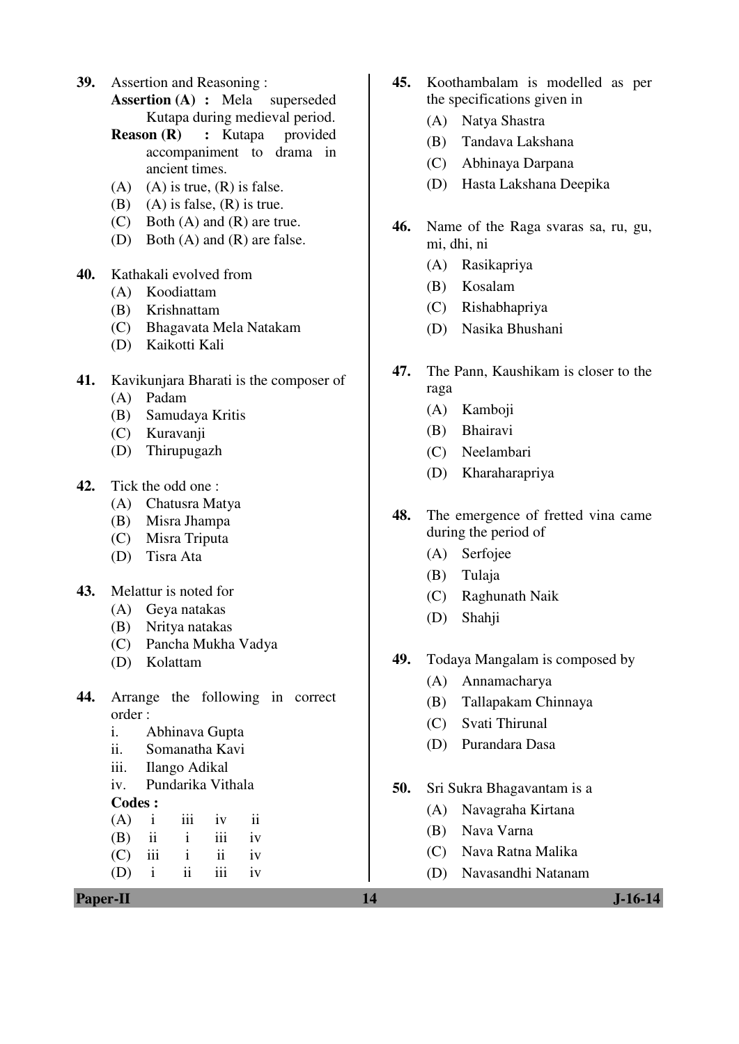39. Assertion and Reasoning :

**Assertion (A) :** Mela superseded Kutapa during medieval period.

**Reason (R) :** Kutapa provided accompaniment to drama in ancient times.

(A) (A) is true, (R) is false.
(B) (A) is false, (R) is true.
(C) Both (A) and (R) are true.
(D) Both (A) and (R) are false.

40. Kathakali evolved from
(A) Koodiattam
(B) Krishnattam
(C) Bhagavata Mela Natakam
(D) Kaikotti Kali

41. Kavikunjara Bharati is the composer of
(A) Padam
(B) Samudaya Kritis
(C) Kuravanji
(D) Thirupugazh

42. Tick the odd one :
(A) Chatusra Matya
(B) Misra Jhampa
(C) Misra Triputa
(D) Tisra Ata

43. Melattur is noted for
(A) Geya natakas
(B) Nritya natakas
(C) Pancha Mukha Vadya
(D) Kolattam

44. Arrange the following in correct order :
i. Abhinava Gupta
ii. Somanatha Kavi
iii. Ilango Adikal
iv. Pundarika Vithala

**Codes :**

| | | | | |
|---|---|---|---|---|
| (A) | i | iii | iv | ii |
| (B) | ii | i | iii | iv |
| (C) | iii | i | ii | iv |
| (D) | i | ii | iii | iv |

45. Koothambalam is modelled as per the specifications given in
(A) Natya Shastra
(B) Tandava Lakshana
(C) Abhinaya Darpana
(D) Hasta Lakshana Deepika

46. Name of the Raga svaras sa, ru, gu, mi, dhi, ni
(A) Rasikapriya
(B) Kosalam
(C) Rishabhapriya
(D) Nasika Bhushani

47. The Pann, Kaushikam is closer to the raga
(A) Kamboji
(B) Bhairavi
(C) Neelambari
(D) Kharaharapriya

48. The emergence of fretted vina came during the period of
(A) Serfojee
(B) Tulaja
(C) Raghunath Naik
(D) Shahji

49. Todaya Mangalam is composed by
(A) Annamacharya
(B) Tallapakam Chinnaya
(C) Svati Thirunal
(D) Purandara Dasa

50. Sri Sukra Bhagavantam is a
(A) Navagraha Kirtana
(B) Nava Varna
(C) Nava Ratna Malika
(D) Navasandhi Natanam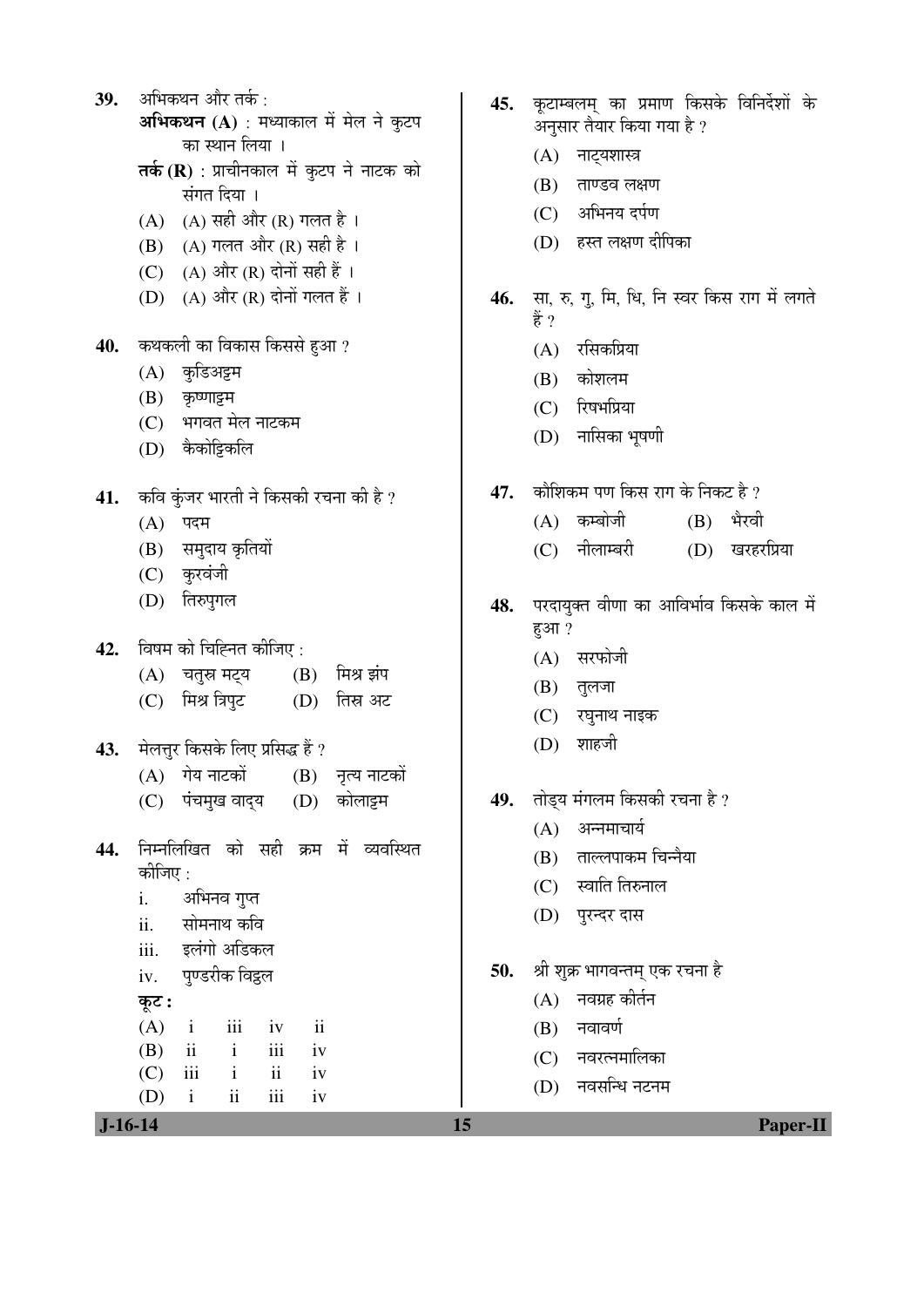**39.** अभिकथन और तर्क :

**अभिकथन (A)** : मध्याकाल में मेल ने कुटप का स्थान लिया ।

**तर्क (R)** : प्राचीनकाल में कुटप ने नाटक को संगत दिया ।

(A) (A) सही और (R) गलत है ।

(B) (A) गलत और (R) सही है ।

(C) (A) और (R) दोनों सही हैं ।

(D) (A) और (R) दोनों गलत हैं ।

**40.** कथकली का विकास किससे हुआ ?

(A) कुडिअट्टम

(B) कृष्णाट्टम

(C) भगवत मेल नाटकम

(D) कैकोट्टिकलि

**41.** कवि कुंजर भारती ने किसकी रचना की है ?

(A) पदम

(B) समुदाय कृतियों

(C) कुरवंजी

(D) तिरुपुगल

**42.** विषम को चिह्नित कीजिए :

(A) चतुस्र मट्य (B) मिश्र झंप

(C) मिश्र त्रिपुट (D) तिस्र अट

**43.** मेलत्तुर किसके लिए प्रसिद्ध हैं ?

(A) गेय नाटकों (B) नृत्य नाटकों

(C) पंचमुख वाद्य (D) कोलाट्टम

**44.** निम्नलिखित को सही क्रम में व्यवस्थित कीजिए :

i. अभिनव गुप्त

ii. सोमनाथ कवि

iii. इलंगो अडिकल

iv. पुण्डरीक विट्ठल

**कूट :**

(A) i iii iv ii

(B) ii i iii iv

(C) iii i ii iv

(D) i ii iii iv

**45.** कूटाम्बलम् का प्रमाण किसके विनिर्देशों के अनुसार तैयार किया गया है ?

(A) नाट्यशास्त्र

(B) ताण्डव लक्षण

(C) अभिनय दर्पण

(D) हस्त लक्षण दीपिका

**46.** सा, रु, गु, मि, धि, नि स्वर किस राग में लगते हैं ?

(A) रसिकप्रिया

(B) कोशलम

(C) रिषभप्रिया

(D) नासिका भूषणी

**47.** कौशिकम पण किस राग के निकट है ?

(A) कम्बोजी (B) भैरवी

(C) नीलाम्बरी (D) खरहरप्रिया

**48.** परदायुक्त वीणा का आविर्भाव किसके काल में हुआ ?

(A) सरफोजी

(B) तुलजा

(C) रघुनाथ नाइक

(D) शाहजी

**49.** तोड्य मंगलम किसकी रचना है ?

(A) अन्नमाचार्य

(B) ताल्लपाकम चिन्नैया

(C) स्वाति तिरुनाल

(D) पुरन्दर दास

**50.** श्री शुक्र भागवन्तम् एक रचना है

(A) नवग्रह कीर्तन

(B) नवावर्ण

(C) नवरत्नमालिका

(D) नवसन्धि नटनम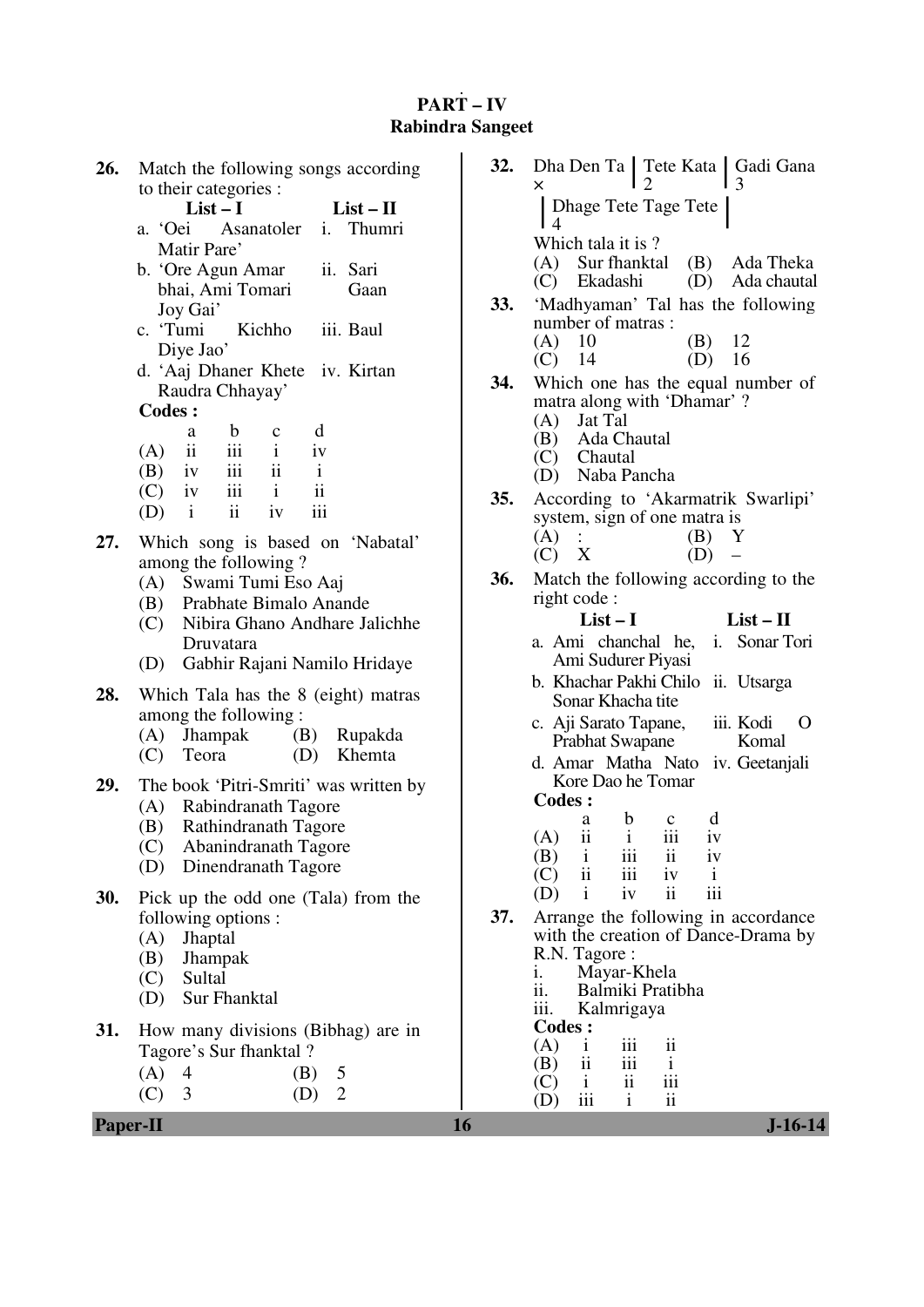## PART – IV
## Rabindra Sangeet

**26.** Match the following songs according to their categories :

| List – I | List – II |
|---|---|
| a. 'Oei Asanatoler Matir Pare' | i. Thumri |
| b. 'Ore Agun Amar bhai, Ami Tomari Joy Gai' | ii. Sari Gaan |
| c. 'Tumi Kichho Diye Jao' | iii. Baul |
| d. 'Aaj Dhaner Khete Raudra Chhayay' | iv. Kirtan |

**Codes :**

| | a | b | c | d |
|---|---|---|---|---|
| (A) | ii | iii | i | iv |
| (B) | iv | iii | ii | i |
| (C) | iv | iii | i | ii |
| (D) | i | ii | iv | iii |

**27.** Which song is based on 'Nabatal' among the following ?
(A) Swami Tumi Eso Aaj
(B) Prabhate Bimalo Anande
(C) Nibira Ghano Andhare Jalichhe Druvatara
(D) Gabhir Rajani Namilo Hridaye

**28.** Which Tala has the 8 (eight) matras among the following :
(A) Jhampak (B) Rupakda
(C) Teora (D) Khemta

**29.** The book 'Pitri-Smriti' was written by
(A) Rabindranath Tagore
(B) Rathindranath Tagore
(C) Abanindranath Tagore
(D) Dinendranath Tagore

**30.** Pick up the odd one (Tala) from the following options :
(A) Jhaptal
(B) Jhampak
(C) Sultal
(D) Sur Fhanktal

**31.** How many divisions (Bibhag) are in Tagore's Sur fhanktal ?
(A) 4 (B) 5
(C) 3 (D) 2

**32.** Dha Den Ta | Tete Kata | Gadi Gana | Dhage Tete Tage Tete |
(× 2 3 4)
Which tala it is ?
(A) Sur fhanktal (B) Ada Theka
(C) Ekadashi (D) Ada chautal

**33.** 'Madhyaman' Tal has the following number of matras :
(A) 10 (B) 12
(C) 14 (D) 16

**34.** Which one has the equal number of matra along with 'Dhamar' ?
(A) Jat Tal
(B) Ada Chautal
(C) Chautal
(D) Naba Pancha

**35.** According to 'Akarmatrik Swarlipi' system, sign of one matra is
(A) : (B) Y
(C) X (D) –

**36.** Match the following according to the right code :

| List – I | List – II |
|---|---|
| a. Ami chanchal he, Ami Sudurer Piyasi | i. Sonar Tori |
| b. Khachar Pakhi Chilo Sonar Khacha tite | ii. Utsarga |
| c. Aji Sarato Tapane, Prabhat Swapane | iii. Kodi O Komal |
| d. Amar Matha Nato Kore Dao he Tomar | iv. Geetanjali |

**Codes :**

| | a | b | c | d |
|---|---|---|---|---|
| (A) | ii | i | iii | iv |
| (B) | i | iii | ii | iv |
| (C) | ii | iii | iv | i |
| (D) | i | iv | ii | iii |

**37.** Arrange the following in accordance with the creation of Dance-Drama by R.N. Tagore :
i. Mayar-Khela
ii. Balmiki Pratibha
iii. Kalmrigaya

**Codes :**

| (A) | i | iii | ii |
|---|---|---|---|
| (B) | ii | iii | i |
| (C) | i | ii | iii |
| (D) | iii | i | ii |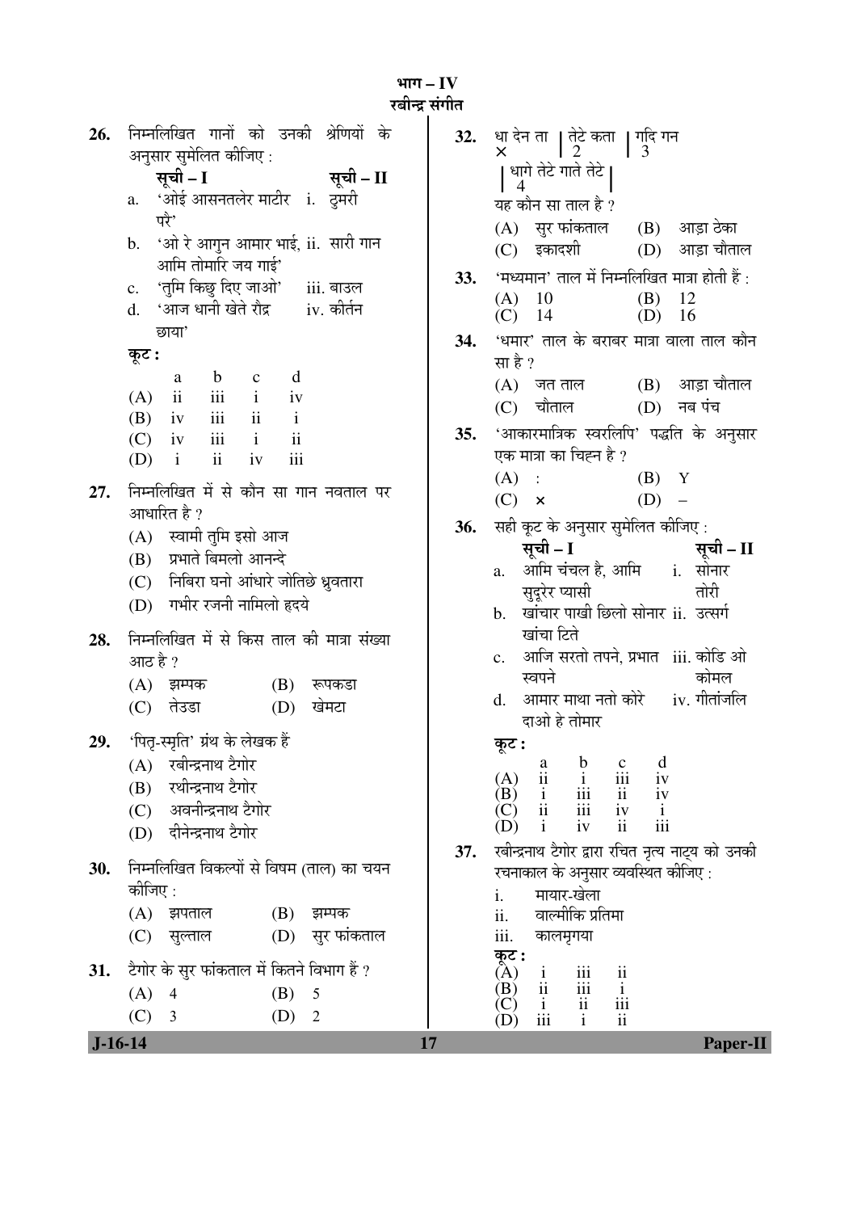## भाग – IV

### रबीन्द्र संगीत

**26.** निम्नलिखित गानों को उनकी श्रेणियों के अनुसार सुमेलित कीजिए :

| सूची – I | सूची – II |
|---|---|
| a. 'ओई आसनतलेर माटीर परै' | i. ठुमरी |
| b. 'ओ रे आगुन आमार भाई, आमि तोमारि जय गाई' | ii. सारी गान |
| c. 'तुमि किछु दिए जाओ' | iii. बाउल |
| d. 'आज धानी खेते रौद्र छाया' | iv. कीर्तन |

**कूट :**

| | a | b | c | d |
|---|---|---|---|---|
| (A) | ii | iii | i | iv |
| (B) | iv | iii | ii | i |
| (C) | iv | iii | i | ii |
| (D) | i | ii | iv | iii |

**27.** निम्नलिखित में से कौन सा गान नवताल पर आधारित है ?

(A) स्वामी तुमि इसो आज

(B) प्रभाते बिमलो आनन्दे

(C) निबिरा घनो आंधारे जोतिछे ध्रुवतारा

(D) गभीर रजनी नामिलो ह्रदये

**28.** निम्नलिखित में से किस ताल की मात्रा संख्या आठ है ?

(A) झम्पक (B) रूपकडा

(C) तेउडा (D) खेमटा

**29.** 'पितृ-स्मृति' ग्रंथ के लेखक हैं

(A) रबीन्द्रनाथ टैगोर

(B) रथीन्द्रनाथ टैगोर

(C) अवनीन्द्रनाथ टैगोर

(D) दीनेन्द्रनाथ टैगोर

**30.** निम्नलिखित विकल्पों से विषम (ताल) का चयन कीजिए :

(A) झपताल (B) झम्पक

(C) सुल्ताल (D) सुर फांकताल

**31.** टैगोर के सुर फांकताल में कितने विभाग हैं ?

(A) 4 (B) 5

(C) 3 (D) 2

**32.** धा देन ता | तेटे कता | गदि गन | धागे तेटे गाते तेटे |
(× के नीचे धा; 2 के नीचे तेटे; 3 के नीचे गदि; 4 के नीचे धागे)

यह कौन सा ताल है ?

(A) सुर फांकताल (B) आड़ा टेका

(C) इकादशी (D) आड़ा चौताल

**33.** 'मध्यमान' ताल में निम्नलिखित मात्रा होती हैं :

(A) 10 (B) 12

(C) 14 (D) 16

**34.** 'धमार' ताल के बराबर मात्रा वाला ताल कौन सा है ?

(A) जत ताल (B) आड़ा चौताल

(C) चौताल (D) नब पंच

**35.** 'आकारमात्रिक स्वरलिपि' पद्धति के अनुसार एक मात्रा का चिह्न है ?

(A) : (B) Y

(C) × (D) –

**36.** सही कूट के अनुसार सुमेलित कीजिए :

| सूची – I | सूची – II |
|---|---|
| a. आमि चंचल है, आमि सुदूरेर प्यासी | i. सोनार तोरी |
| b. खांचार पाखी छिलो सोनार खांचा टिते | ii. उत्सर्ग |
| c. आजि सरतो तपने, प्रभात स्वपने | iii. कोडि ओ कोमल |
| d. आमार माथा नतो कोरे दाओ हे तोमार | iv. गीतांजलि |

**कूट :**

| | a | b | c | d |
|---|---|---|---|---|
| (A) | ii | i | iii | iv |
| (B) | i | iii | ii | iv |
| (C) | ii | iii | iv | i |
| (D) | i | iv | ii | iii |

**37.** रबीन्द्रनाथ टैगोर द्वारा रचित नृत्य नाट्य को उनकी रचनाकाल के अनुसार व्यवस्थित कीजिए :

i. मायार-खेला

ii. वाल्मीकि प्रतिमा

iii. कालमृगया

**कूट :**

| (A) | i | iii | ii |
|---|---|---|---|
| (B) | ii | iii | i |
| (C) | i | ii | iii |
| (D) | iii | i | ii |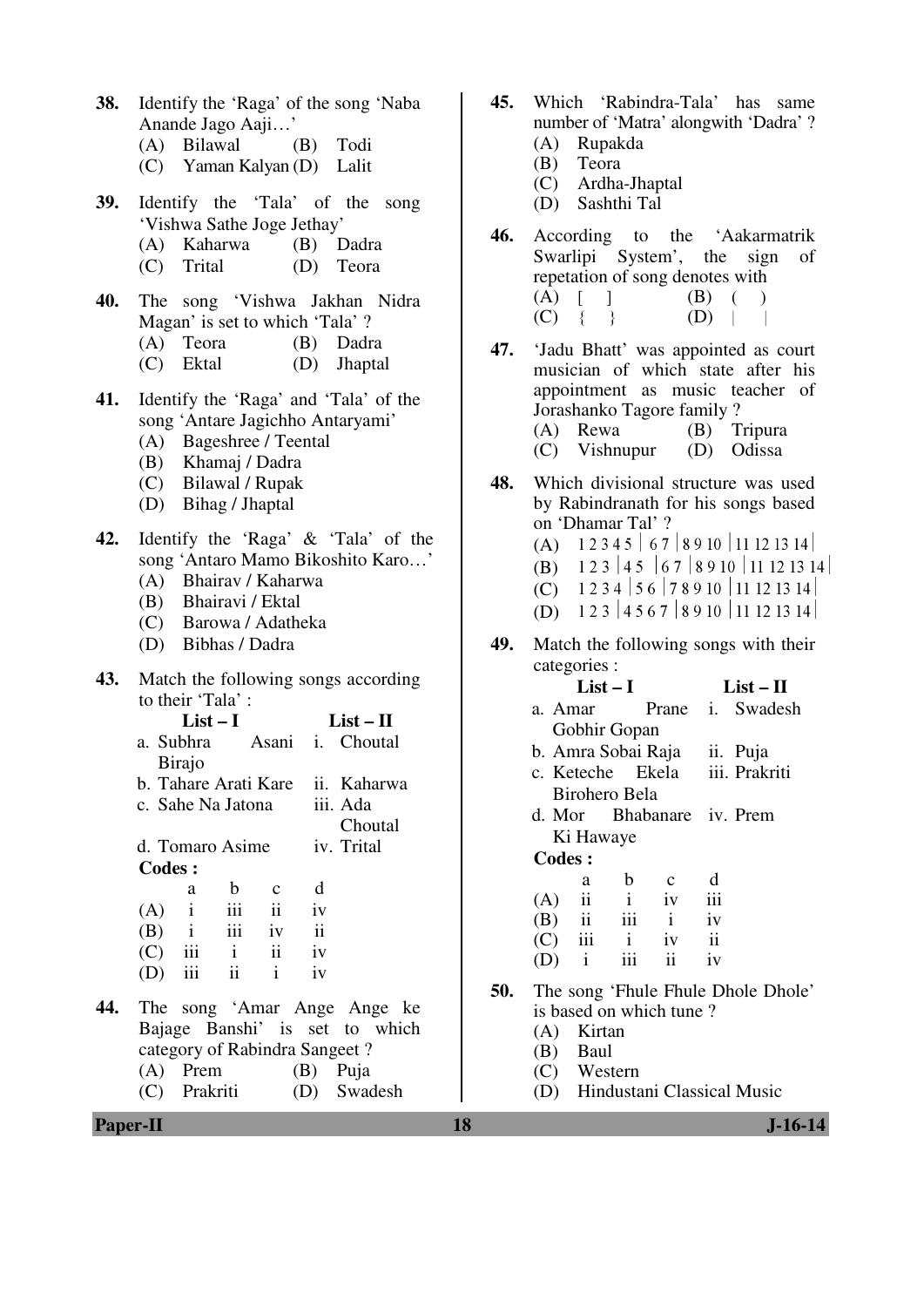38. Identify the 'Raga' of the song 'Naba Anande Jago Aaji…'
(A) Bilawal (B) Todi
(C) Yaman Kalyan (D) Lalit

39. Identify the 'Tala' of the song 'Vishwa Sathe Joge Jethay'
(A) Kaharwa (B) Dadra
(C) Trital (D) Teora

40. The song 'Vishwa Jakhan Nidra Magan' is set to which 'Tala' ?
(A) Teora (B) Dadra
(C) Ektal (D) Jhaptal

41. Identify the 'Raga' and 'Tala' of the song 'Antare Jagichho Antaryami'
(A) Bageshree / Teental
(B) Khamaj / Dadra
(C) Bilawal / Rupak
(D) Bihag / Jhaptal

42. Identify the 'Raga' & 'Tala' of the song 'Antaro Mamo Bikoshito Karo…'
(A) Bhairav / Kaharwa
(B) Bhairavi / Ektal
(C) Barowa / Adatheka
(D) Bibhas / Dadra

43. Match the following songs according to their 'Tala' :

| List – I | List – II |
|---|---|
| a. Subhra Asani Birajo | i. Choutal |
| b. Tahare Arati Kare | ii. Kaharwa |
| c. Sahe Na Jatona | iii. Ada Choutal |
| d. Tomaro Asime | iv. Trital |

**Codes :**

| | a | b | c | d |
|---|---|---|---|---|
| (A) | i | iii | ii | iv |
| (B) | i | iii | iv | ii |
| (C) | iii | i | ii | iv |
| (D) | iii | ii | i | iv |

44. The song 'Amar Ange Ange ke Bajage Banshi' is set to which category of Rabindra Sangeet ?
(A) Prem (B) Puja
(C) Prakriti (D) Swadesh

45. Which 'Rabindra-Tala' has same number of 'Matra' alongwith 'Dadra' ?
(A) Rupakda
(B) Teora
(C) Ardha-Jhaptal
(D) Sashthi Tal

46. According to the 'Aakarmatrik Swarlipi System', the sign of repetition of song denotes with
(A) [ ] (B) ( )
(C) { } (D) | |

47. 'Jadu Bhatt' was appointed as court musician of which state after his appointment as music teacher of Jorashanko Tagore family ?
(A) Rewa (B) Tripura
(C) Vishnupur (D) Odissa

48. Which divisional structure was used by Rabindranath for his songs based on 'Dhamar Tal' ?
(A) 1 2 3 4 5 | 6 7 | 8 9 10 | 11 12 13 14 |
(B) 1 2 3 | 4 5 | 6 7 | 8 9 10 | 11 12 13 14 |
(C) 1 2 3 4 | 5 6 | 7 8 9 10 | 11 12 13 14 |
(D) 1 2 3 | 4 5 6 7 | 8 9 10 | 11 12 13 14 |

49. Match the following songs with their categories :

| List – I | List – II |
|---|---|
| a. Amar Prane Gobhir Gopan | i. Swadesh |
| b. Amra Sobai Raja | ii. Puja |
| c. Keteche Ekela Birohero Bela | iii. Prakriti |
| d. Mor Bhabanare Ki Hawaye | iv. Prem |

**Codes :**

| | a | b | c | d |
|---|---|---|---|---|
| (A) | ii | i | iv | iii |
| (B) | ii | iii | i | iv |
| (C) | iii | i | iv | ii |
| (D) | i | iii | ii | iv |

50. The song 'Fhule Fhule Dhole Dhole' is based on which tune ?
(A) Kirtan
(B) Baul
(C) Western
(D) Hindustani Classical Music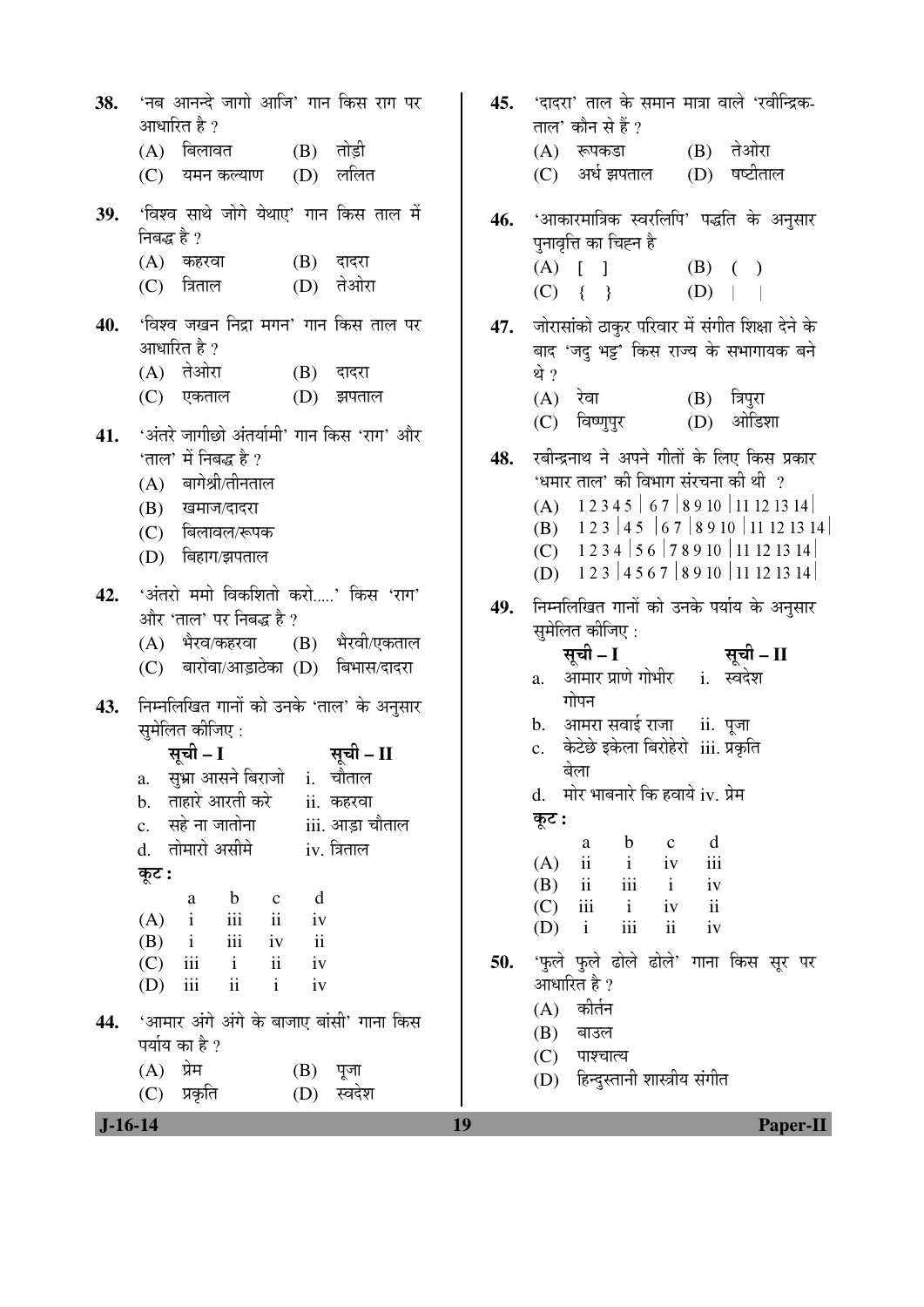38. 'नब आनन्दे जागो आजि' गान किस राग पर आधारित है ?

(A) बिलावत (B) तोड़ी
(C) यमन कल्याण (D) ललित

39. 'विश्व साथे जोगे येथाए' गान किस ताल में निबद्ध है ?

(A) कहरवा (B) दादरा
(C) त्रिताल (D) तेओरा

40. 'विश्व जखन निद्रा मगन' गान किस ताल पर आधारित है ?

(A) तेओरा (B) दादरा
(C) एकताल (D) झपताल

41. 'अंतरे जागीछो अंतर्यामी' गान किस 'राग' और 'ताल' में निबद्ध है ?

(A) बागेश्री/तीनताल
(B) खमाज/दादरा
(C) बिलावल/रूपक
(D) बिहाग/झपताल

42. 'अंतरो ममो विकशितो करो.....' किस 'राग' और 'ताल' पर निबद्ध है ?

(A) भैरव/कहरवा (B) भैरवी/एकताल
(C) बारोवा/आड़ाठेका (D) बिभास/दादरा

43. निम्नलिखित गानों को उनके 'ताल' के अनुसार सुमेलित कीजिए :

| | सूची – I | | सूची – II |
|---|---|---|---|
| a. | सुभ्रा आसने बिराजो | i. | चौताल |
| b. | ताहारे आरती करे | ii. | कहरवा |
| c. | सहे ना जातोना | iii. | आड़ा चौताल |
| d. | तोमारो असीमे | iv. | त्रिताल |

**कूट :**

| | a | b | c | d |
|---|---|---|---|---|
| (A) | i | iii | ii | iv |
| (B) | i | iii | iv | ii |
| (C) | iii | i | ii | iv |
| (D) | iii | ii | i | iv |

44. 'आमार अंगे अंगे के बाजाए बांसी' गाना किस पर्याय का है ?

(A) प्रेम (B) पूजा
(C) प्रकृति (D) स्वदेश

45. 'दादरा' ताल के समान मात्रा वाले 'रवीन्द्रिक-ताल' कौन से हैं ?

(A) रूपकडा (B) तेओरा
(C) अर्ध झपताल (D) षष्टीताल

46. 'आकारमात्रिक स्वरलिपि' पद्धति के अनुसार पुनावृत्ति का चिह्न है

(A) [ ] (B) ( )
(C) { } (D) | |

47. जोरासांको ठाकुर परिवार में संगीत शिक्षा देने के बाद 'जदु भट्ट' किस राज्य के सभागायक बने थे ?

(A) रेवा (B) त्रिपुरा
(C) विष्णुपुर (D) ओडिशा

48. रबीन्द्रनाथ ने अपने गीतों के लिए किस प्रकार 'धमार ताल' की विभाग संरचना की थी ?

(A) 1 2 3 4 5 | 6 7 | 8 9 10 | 11 12 13 14 |
(B) 1 2 3 | 4 5 | 6 7 | 8 9 10 | 11 12 13 14 |
(C) 1 2 3 4 | 5 6 | 7 8 9 10 | 11 12 13 14 |
(D) 1 2 3 | 4 5 6 7 | 8 9 10 | 11 12 13 14 |

49. निम्नलिखित गानों को उनके पर्याय के अनुसार सुमेलित कीजिए :

| | सूची – I | | सूची – II |
|---|---|---|---|
| a. | आमार प्राणे गोभीर गोपन | i. | स्वदेश |
| b. | आमरा सवाई राजा | ii. | पूजा |
| c. | केटेछे इकेला बिरोहेरो बेला | iii. | प्रकृति |
| d. | मोर भावनारे कि हवाये | iv. | प्रेम |

**कूट :**

| | a | b | c | d |
|---|---|---|---|---|
| (A) | ii | i | iv | iii |
| (B) | ii | iii | i | iv |
| (C) | iii | i | iv | ii |
| (D) | i | iii | ii | iv |

50. 'फुले फुले ढोले ढोले' गाना किस सूर पर आधारित है ?

(A) कीर्तन
(B) बाउल
(C) पाश्चात्य
(D) हिन्दुस्तानी शास्त्रीय संगीत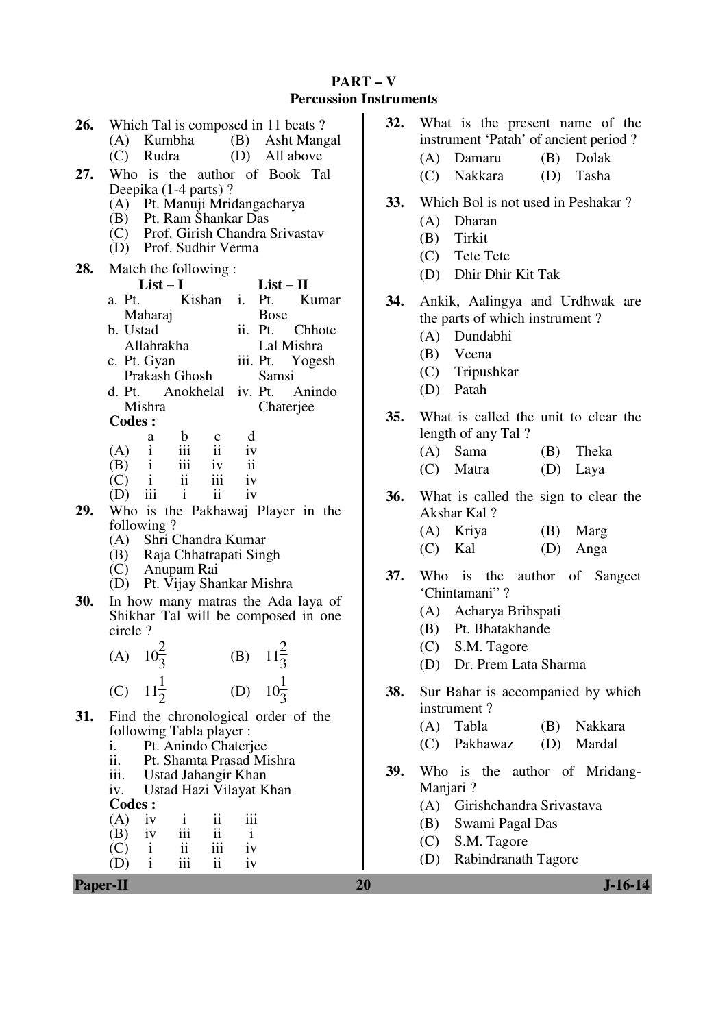## PART – V
### Percussion Instruments

**26.** Which Tal is composed in 11 beats ?

(A) Kumbha (B) Asht Mangal
(C) Rudra (D) All above

**27.** Who is the author of Book Tal Deepika (1-4 parts) ?

(A) Pt. Manuji Mridangacharya
(B) Pt. Ram Shankar Das
(C) Prof. Girish Chandra Srivastav
(D) Prof. Sudhir Verma

**28.** Match the following :

| List – I | List – II |
|---|---|
| a. Pt. Kishan Maharaj | i. Pt. Kumar Bose |
| b. Ustad Allahrakha | ii. Pt. Chhote Lal Mishra |
| c. Pt. Gyan Prakash Ghosh | iii. Pt. Yogesh Samsi |
| d. Pt. Anokhelal Mishra | iv. Pt. Anindo Chaterjee |

**Codes :**

| | a | b | c | d |
|---|---|---|---|---|
| (A) | i | iii | ii | iv |
| (B) | i | iii | iv | ii |
| (C) | i | ii | iii | iv |
| (D) | iii | i | ii | iv |

**29.** Who is the Pakhawaj Player in the following ?

(A) Shri Chandra Kumar
(B) Raja Chhatrapati Singh
(C) Anupam Rai
(D) Pt. Vijay Shankar Mishra

**30.** In how many matras the Ada laya of Shikhar Tal will be composed in one circle ?

(A) $10\frac{2}{3}$ (B) $11\frac{2}{3}$
(C) $11\frac{1}{2}$ (D) $10\frac{1}{3}$

**31.** Find the chronological order of the following Tabla player :

i. Pt. Anindo Chaterjee
ii. Pt. Shamta Prasad Mishra
iii. Ustad Jahangir Khan
iv. Ustad Hazi Vilayat Khan

**Codes :**

| (A) | iv | i | ii | iii |
|---|---|---|---|---|
| (B) | iv | iii | ii | i |
| (C) | i | ii | iii | iv |
| (D) | i | iii | ii | iv |

**32.** What is the present name of the instrument 'Patah' of ancient period ?

(A) Damaru (B) Dolak
(C) Nakkara (D) Tasha

**33.** Which Bol is not used in Peshakar ?

(A) Dharan
(B) Tirkit
(C) Tete Tete
(D) Dhir Dhir Kit Tak

**34.** Ankik, Aalingya and Urdhwak are the parts of which instrument ?

(A) Dundabhi
(B) Veena
(C) Tripushkar
(D) Patah

**35.** What is called the unit to clear the length of any Tal ?

(A) Sama (B) Theka
(C) Matra (D) Laya

**36.** What is called the sign to clear the Akshar Kal ?

(A) Kriya (B) Marg
(C) Kal (D) Anga

**37.** Who is the author of Sangeet 'Chintamani" ?

(A) Acharya Brihspati
(B) Pt. Bhatakhande
(C) S.M. Tagore
(D) Dr. Prem Lata Sharma

**38.** Sur Bahar is accompanied by which instrument ?

(A) Tabla (B) Nakkara
(C) Pakhawaz (D) Mardal

**39.** Who is the author of Mridang-Manjari ?

(A) Girishchandra Srivastava
(B) Swami Pagal Das
(C) S.M. Tagore
(D) Rabindranath Tagore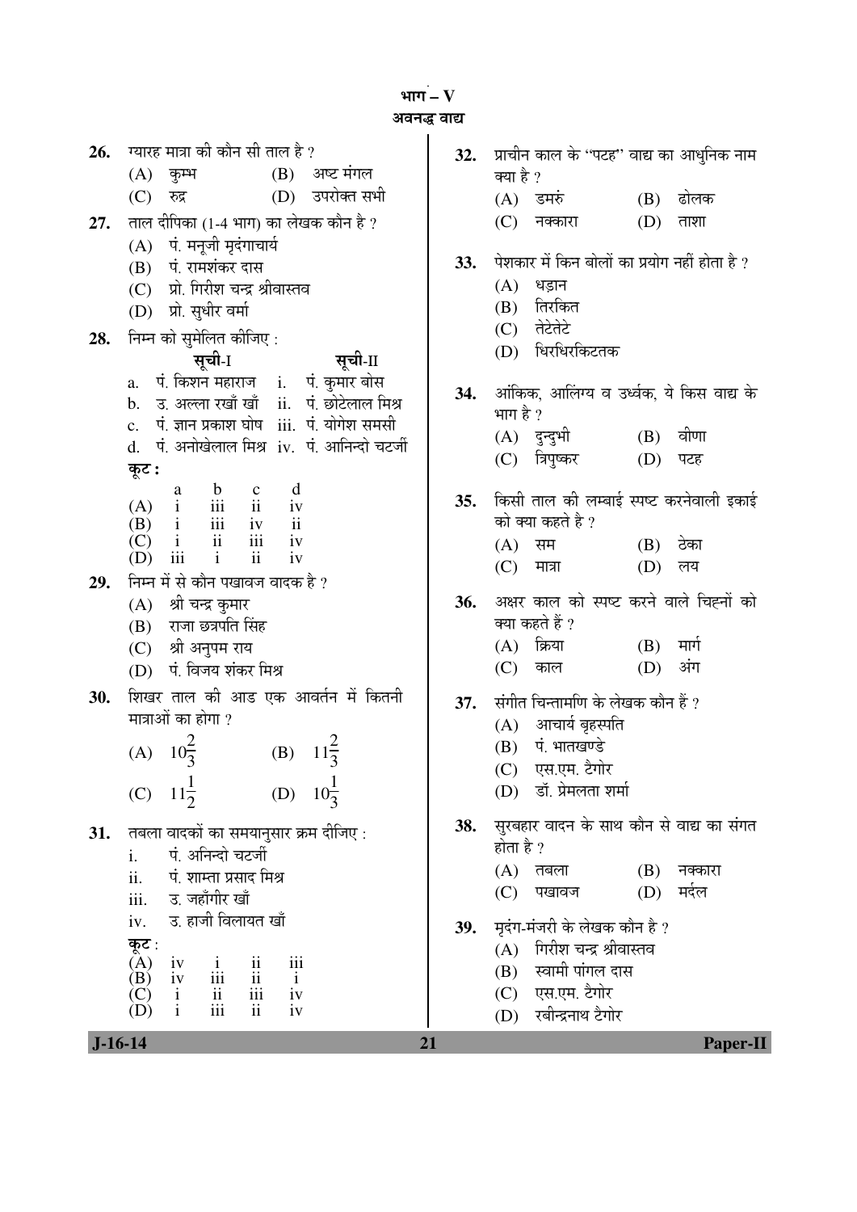## भाग – V
### अवनद्ध वाद्य

**26.** ग्यारह मात्रा की कौन सी ताल है ?

(A) कुम्भ (B) अष्ट मंगल

(C) रुद्र (D) उपरोक्त सभी

**27.** ताल दीपिका (1-4 भाग) का लेखक कौन है ?

(A) पं. मनूजी मृदंगाचार्य

(B) पं. रामशंकर दास

(C) प्रो. गिरीश चन्द्र श्रीवास्तव

(D) प्रो. सुधीर वर्मा

**28.** निम्न को सुमेलित कीजिए :

| सूची-I | सूची-II |
|---|---|
| a. पं. किशन महाराज | i. पं. कुमार बोस |
| b. उ. अल्ला रखाँ खाँ | ii. पं. छोटेलाल मिश्र |
| c. पं. ज्ञान प्रकाश घोष | iii. पं. योगेश समसी |
| d. पं. अनोखेलाल मिश्र | iv. पं. आनिन्दो चटर्जी |

**कूट :**

| | a | b | c | d |
|---|---|---|---|---|
| (A) | i | iii | ii | iv |
| (B) | i | iii | iv | ii |
| (C) | i | ii | iii | iv |
| (D) | iii | i | ii | iv |

**29.** निम्न में से कौन पखावज वादक है ?

(A) श्री चन्द्र कुमार

(B) राजा छत्रपति सिंह

(C) श्री अनुपम राय

(D) पं. विजय शंकर मिश्र

**30.** शिखर ताल की आड एक आवर्तन में कितनी मात्राओं का होगा ?

(A) $10\frac{2}{3}$ (B) $11\frac{2}{3}$

(C) $11\frac{1}{2}$ (D) $10\frac{1}{3}$

**31.** तबला वादकों का समयानुसार क्रम दीजिए :

i. पं. अनिन्दो चटर्जी

ii. पं. शाम्ता प्रसाद मिश्र

iii. उ. जहाँगीर खाँ

iv. उ. हाजी विलायत खाँ

**कूट :**

| (A) | iv | i | ii | iii |
|---|---|---|---|---|
| (B) | iv | iii | ii | i |
| (C) | i | ii | iii | iv |
| (D) | i | iii | ii | iv |

**32.** प्राचीन काल के "पटह" वाद्य का आधुनिक नाम क्या है ?

(A) डमरुं (B) ढोलक

(C) नक्कारा (D) ताशा

**33.** पेशकार में किन बोलों का प्रयोग नहीं होता है ?

(A) धड़ान

(B) तिरकित

(C) तेटेतेटे

(D) धिरधिरकिटतक

**34.** आंकिक, आलिंग्य व उर्ध्वक, ये किस वाद्य के भाग है ?

(A) दुन्दुभी (B) वीणा

(C) त्रिपुष्कर (D) पटह

**35.** किसी ताल की लम्बाई स्पष्ट करनेवाली इकाई को क्या कहते है ?

(A) सम (B) ठेका

(C) मात्रा (D) लय

**36.** अक्षर काल को स्पष्ट करने वाले चिह्नों को क्या कहते हैं ?

(A) क्रिया (B) मार्ग

(C) काल (D) अंग

**37.** संगीत चिन्तामणि के लेखक कौन हैं ?

(A) आचार्य बृहस्पति

(B) पं. भातखण्डे

(C) एस.एम. टैगोर

(D) डॉ. प्रेमलता शर्मा

**38.** सुरबहार वादन के साथ कौन से वाद्य का संगत होता है ?

(A) तबला (B) नक्कारा

(C) पखावज (D) मर्दल

**39.** मृदंग-मंजरी के लेखक कौन है ?

(A) गिरीश चन्द्र श्रीवास्तव

(B) स्वामी पांगल दास

(C) एस.एम. टैगोर

(D) रबीन्द्रनाथ टैगोर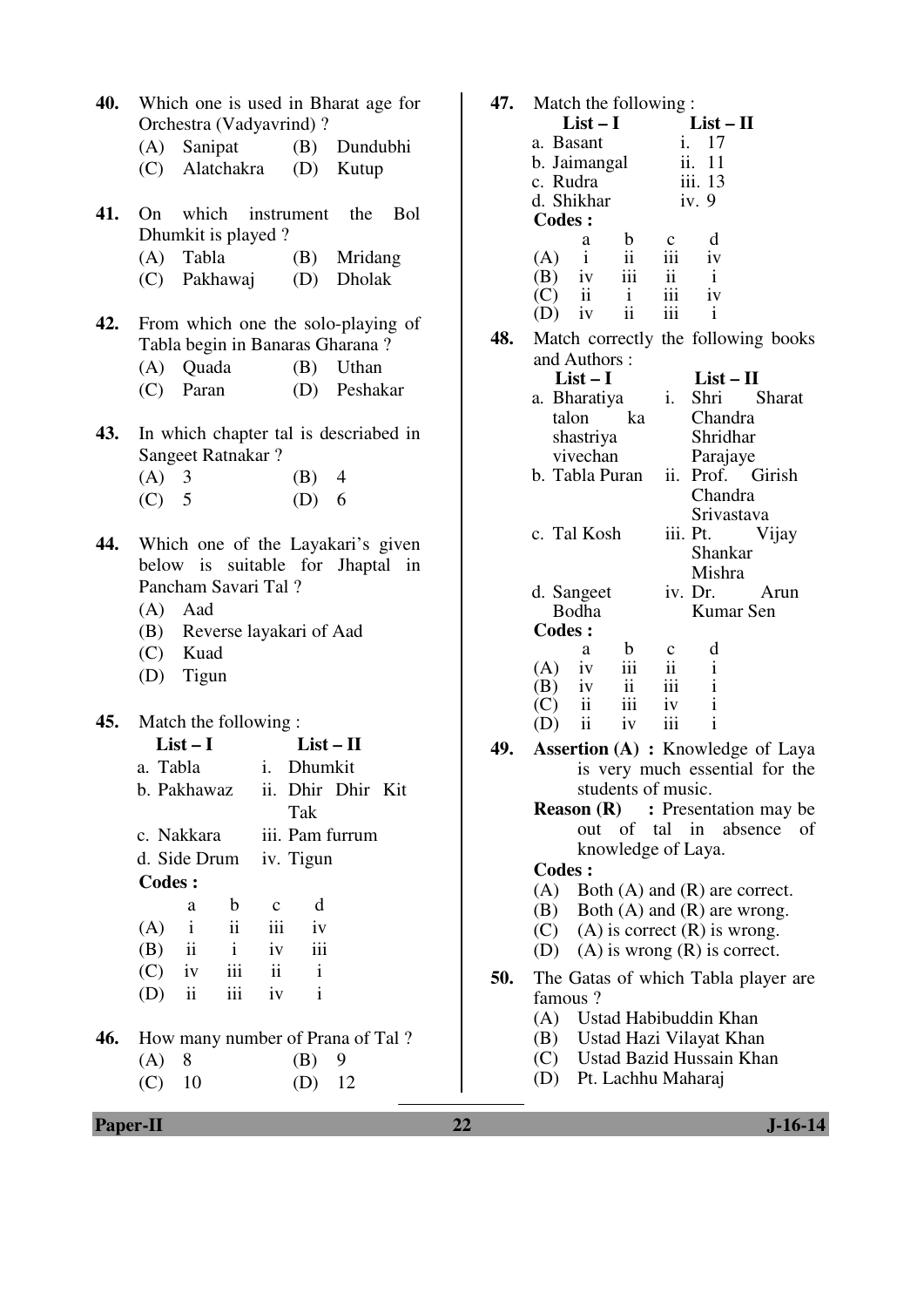**40.** Which one is used in Bharat age for Orchestra (Vadyavrind) ?

(A) Sanipat (B) Dundubhi
(C) Alatchakra (D) Kutup

**41.** On which instrument the Bol Dhumkit is played ?

(A) Tabla (B) Mridang
(C) Pakhawaj (D) Dholak

**42.** From which one the solo-playing of Tabla begin in Banaras Gharana ?

(A) Quada (B) Uthan
(C) Paran (D) Peshakar

**43.** In which chapter tal is descriabed in Sangeet Ratnakar ?

(A) 3 (B) 4
(C) 5 (D) 6

**44.** Which one of the Layakari's given below is suitable for Jhaptal in Pancham Savari Tal ?

(A) Aad
(B) Reverse layakari of Aad
(C) Kuad
(D) Tigun

**45.** Match the following :

| List – I | List – II |
|---|---|
| a. Tabla | i. Dhumkit |
| b. Pakhawaz | ii. Dhir Dhir Kit Tak |
| c. Nakkara | iii. Pam furrum |
| d. Side Drum | iv. Tigun |

**Codes :**

| | a | b | c | d |
|---|---|---|---|---|
| (A) | i | ii | iii | iv |
| (B) | ii | i | iv | iii |
| (C) | iv | iii | ii | i |
| (D) | ii | iii | iv | i |

**46.** How many number of Prana of Tal ?

(A) 8 (B) 9
(C) 10 (D) 12

**47.** Match the following :

| List – I | List – II |
|---|---|
| a. Basant | i. 17 |
| b. Jaimangal | ii. 11 |
| c. Rudra | iii. 13 |
| d. Shikhar | iv. 9 |

**Codes :**

| | a | b | c | d |
|---|---|---|---|---|
| (A) | i | ii | iii | iv |
| (B) | iv | iii | ii | i |
| (C) | ii | i | iii | iv |
| (D) | iv | ii | iii | i |

**48.** Match correctly the following books and Authors :

| List – I | List – II |
|---|---|
| a. Bharatiya talon ka shastriya vivechan | i. Shri Sharat Chandra Shridhar Parajaye |
| b. Tabla Puran | ii. Prof. Girish Chandra Srivastava |
| c. Tal Kosh | iii. Pt. Vijay Shankar Mishra |
| d. Sangeet Bodha | iv. Dr. Arun Kumar Sen |

**Codes :**

| | a | b | c | d |
|---|---|---|---|---|
| (A) | iv | iii | ii | i |
| (B) | iv | ii | iii | i |
| (C) | ii | iii | iv | i |
| (D) | ii | iv | iii | i |

**49.** **Assertion (A) :** Knowledge of Laya is very much essential for the students of music.

**Reason (R) :** Presentation may be out of tal in absence of knowledge of Laya.

**Codes :**

(A) Both (A) and (R) are correct.
(B) Both (A) and (R) are wrong.
(C) (A) is correct (R) is wrong.
(D) (A) is wrong (R) is correct.

**50.** The Gatas of which Tabla player are famous ?

(A) Ustad Habibuddin Khan
(B) Ustad Hazi Vilayat Khan
(C) Ustad Bazid Hussain Khan
(D) Pt. Lachhu Maharaj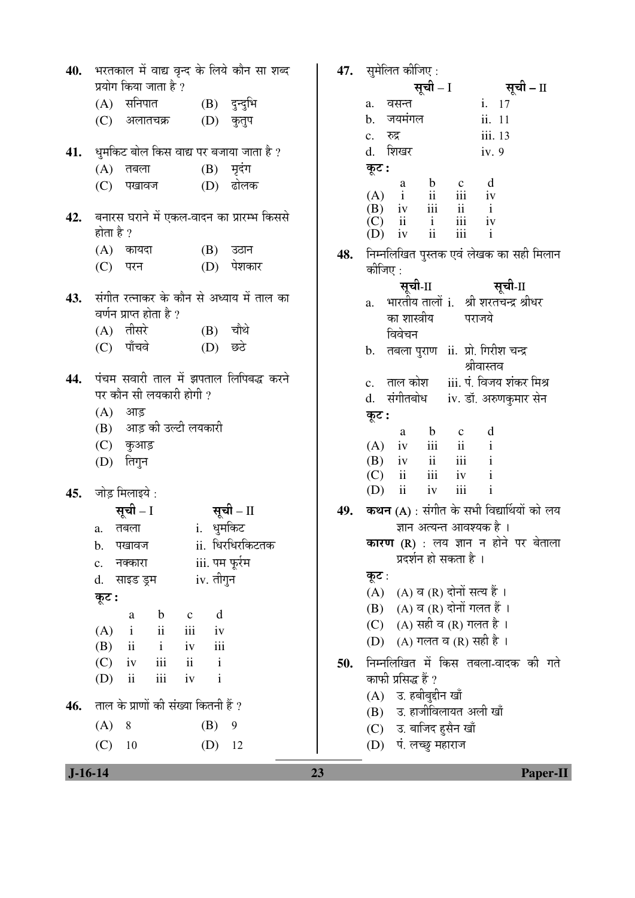**40.** भरतकाल में वाद्य वृन्द के लिये कौन सा शब्द प्रयोग किया जाता है ?

(A) सनिपात (B) दुन्दुभि

(C) अलातचक्र (D) कुतुप

**41.** धुमकिट बोल किस वाद्य पर बजाया जाता है ?

(A) तबला (B) मृदंग

(C) पखावज (D) ढोलक

**42.** बनारस घराने में एकल-वादन का प्रारम्भ किससे होता है ?

(A) कायदा (B) उठान

(C) परन (D) पेशकार

**43.** संगीत रत्नाकर के कौन से अध्याय में ताल का वर्णन प्राप्त होता है ?

(A) तीसरे (B) चौथे

(C) पाँचवे (D) छठे

**44.** पंचम सवारी ताल में झपताल लिपिबद्ध करने पर कौन सी लयकारी होगी ?

(A) आड़

(B) आड़ की उल्टी लयकारी

(C) कुआड़

(D) तिगुन

**45.** जोड़ मिलाइये :

| | सूची – I | | सूची – II |
|---|---|---|---|
| a. | तबला | i. | धुमकिट |
| b. | पखावज | ii. | धिरधिरकिटतक |
| c. | नक्कारा | iii. | पम फूर्रम |
| d. | साइड ड्रम | iv. | तीगुन |

**कूट :**

| | a | b | c | d |
|---|---|---|---|---|
| (A) | i | ii | iii | iv |
| (B) | ii | i | iv | iii |
| (C) | iv | iii | ii | i |
| (D) | ii | iii | iv | i |

**46.** ताल के प्राणों की संख्या कितनी हैं ?

(A) 8 (B) 9

(C) 10 (D) 12

**47.** सुमेलित कीजिए :

| | सूची – I | | सूची – II |
|---|---|---|---|
| a. | वसन्त | i. | 17 |
| b. | जयमंगल | ii. | 11 |
| c. | रुद्र | iii. | 13 |
| d. | शिखर | iv. | 9 |

**कूट :**

| | a | b | c | d |
|---|---|---|---|---|
| (A) | i | ii | iii | iv |
| (B) | iv | iii | ii | i |
| (C) | ii | i | iii | iv |
| (D) | iv | ii | iii | i |

**48.** निम्नलिखित पुस्तक एवं लेखक का सही मिलान कीजिए :

| | सूची-II | | सूची-II |
|---|---|---|---|
| a. | भारतीय तालों का शास्त्रीय विवेचन | i. | श्री शरतचन्द्र श्रीधर पराजये |
| b. | तबला पुराण | ii. | प्रो. गिरीश चन्द्र श्रीवास्तव |
| c. | ताल कोश | iii. | पं. विजय शंकर मिश्र |
| d. | संगीतबोध | iv. | डॉ. अरुणकुमार सेन |

**कूट :**

| | a | b | c | d |
|---|---|---|---|---|
| (A) | iv | iii | ii | i |
| (B) | iv | ii | iii | i |
| (C) | ii | iii | iv | i |
| (D) | ii | iv | iii | i |

**49.** **कथन (A)** : संगीत के सभी विद्यार्थियों को लय ज्ञान अत्यन्त आवश्यक है ।

**कारण (R)** : लय ज्ञान न होने पर बेताला प्रदर्शन हो सकता है ।

**कूट** :

(A) (A) व (R) दोनों सत्य हैं ।

(B) (A) व (R) दोनों गलत हैं ।

(C) (A) सही व (R) गलत है ।

(D) (A) गलत व (R) सही है ।

**50.** निम्नलिखित में किस तबला-वादक की गते काफी प्रसिद्ध हैं ?

(A) उ. हबीबुद्दीन खाँ

(B) उ. हाजीविलायत अली खाँ

(C) उ. बाजिद हुसैन खाँ

(D) पं. लच्छु महाराज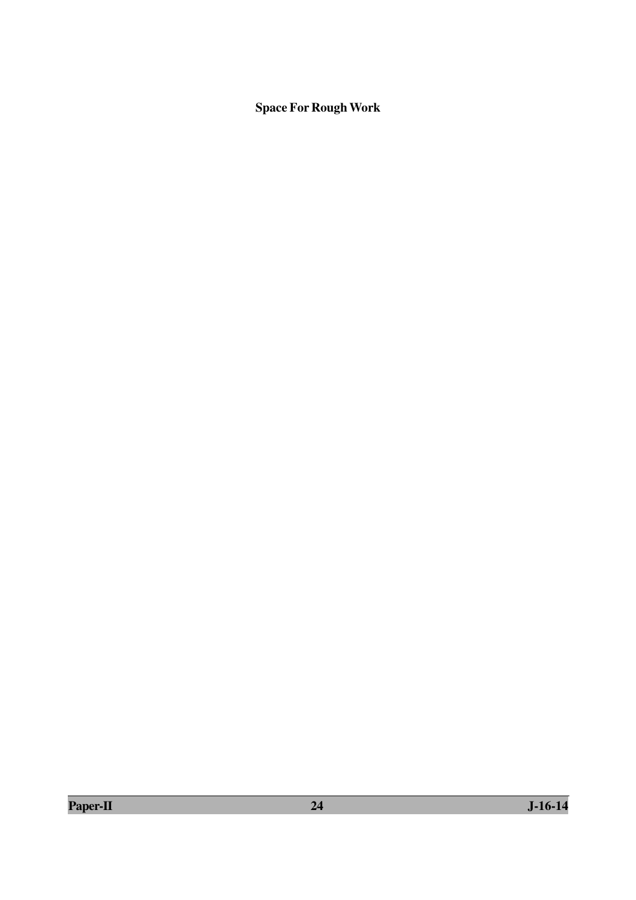**Space For Rough Work**